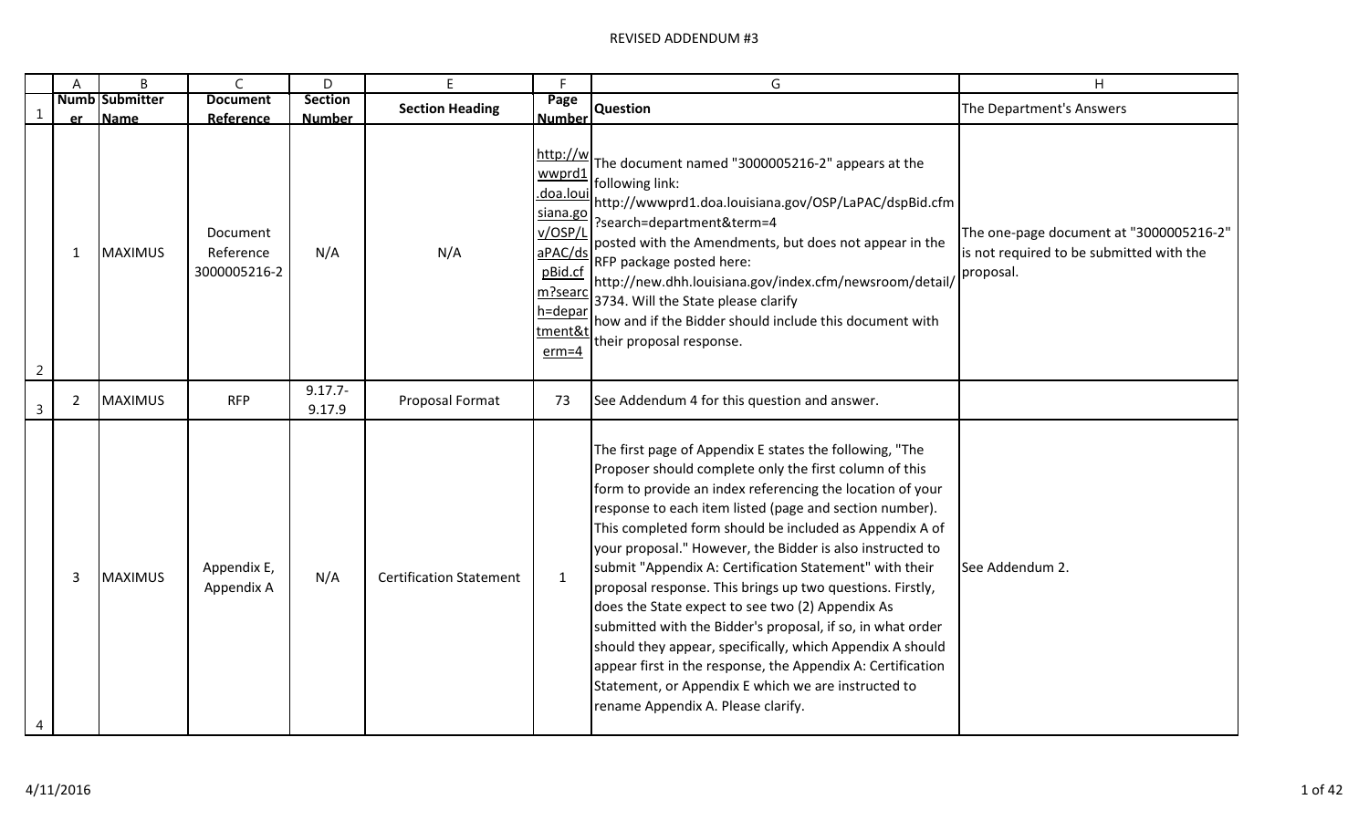# REVISED ADDENDUM #3

| Number | Submitter Name | Document Reference | Section Number | Section Heading | Page Number | Question | The Department's Answers |
|---|---|---|---|---|---|---|---|
| 1 | MAXIMUS | Document Reference 3000005216-2 | N/A | N/A | http://wwwprd1.doa.louisiana.gov/OSP/LaPAC/dspBid.cfm?search=department&term=4 | The document named "3000005216-2" appears at the following link: http://wwwprd1.doa.louisiana.gov/OSP/LaPAC/dspBid.cfm?search=department&term=4 posted with the Amendments, but does not appear in the RFP package posted here: http://new.dhh.louisiana.gov/index.cfm/newsroom/detail/3734. Will the State please clarify how and if the Bidder should include this document with their proposal response. | The one-page document at "3000005216-2" is not required to be submitted with the proposal. |
| 2 | MAXIMUS | RFP | 9.17.7-9.17.9 | Proposal Format | 73 | See Addendum 4 for this question and answer. | |
| 3 | MAXIMUS | Appendix E, Appendix A | N/A | Certification Statement | 1 | The first page of Appendix E states the following, "The Proposer should complete only the first column of this form to provide an index referencing the location of your response to each item listed (page and section number). This completed form should be included as Appendix A of your proposal." However, the Bidder is also instructed to submit "Appendix A: Certification Statement" with their proposal response. This brings up two questions. Firstly, does the State expect to see two (2) Appendix As submitted with the Bidder's proposal, if so, in what order should they appear, specifically, which Appendix A should appear first in the response, the Appendix A: Certification Statement, or Appendix E which we are instructed to rename Appendix A. Please clarify. | See Addendum 2. |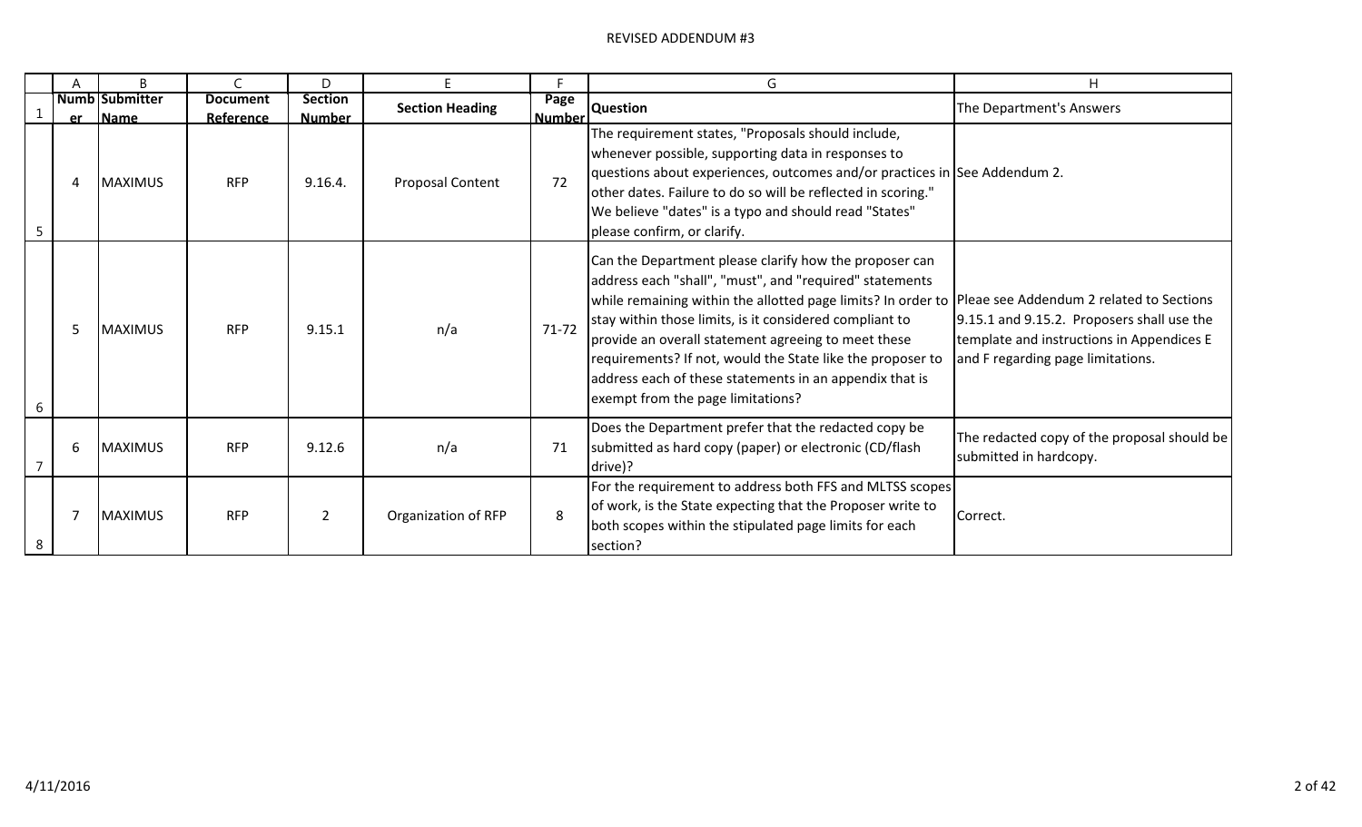REVISED ADDENDUM #3

| | A | B | C | D | E | F | G | H |
|---|---|---|---|---|---|---|---|---|
| 1 | Number | Submitter Name | Document Reference | Section Number | Section Heading | Page Number | Question | The Department's Answers |
| 5 | 4 | MAXIMUS | RFP | 9.16.4. | Proposal Content | 72 | The requirement states, "Proposals should include, whenever possible, supporting data in responses to questions about experiences, outcomes and/or practices in other dates. Failure to do so will be reflected in scoring." We believe "dates" is a typo and should read "States" please confirm, or clarify. | See Addendum 2. |
| 6 | 5 | MAXIMUS | RFP | 9.15.1 | n/a | 71-72 | Can the Department please clarify how the proposer can address each "shall", "must", and "required" statements while remaining within the allotted page limits? In order to stay within those limits, is it considered compliant to provide an overall statement agreeing to meet these requirements? If not, would the State like the proposer to address each of these statements in an appendix that is exempt from the page limitations? | Pleae see Addendum 2 related to Sections 9.15.1 and 9.15.2. Proposers shall use the template and instructions in Appendices E and F regarding page limitations. |
| 7 | 6 | MAXIMUS | RFP | 9.12.6 | n/a | 71 | Does the Department prefer that the redacted copy be submitted as hard copy (paper) or electronic (CD/flash drive)? | The redacted copy of the proposal should be submitted in hardcopy. |
| 8 | 7 | MAXIMUS | RFP | 2 | Organization of RFP | 8 | For the requirement to address both FFS and MLTSS scopes of work, is the State expecting that the Proposer write to both scopes within the stipulated page limits for each section? | Correct. |

4/11/2016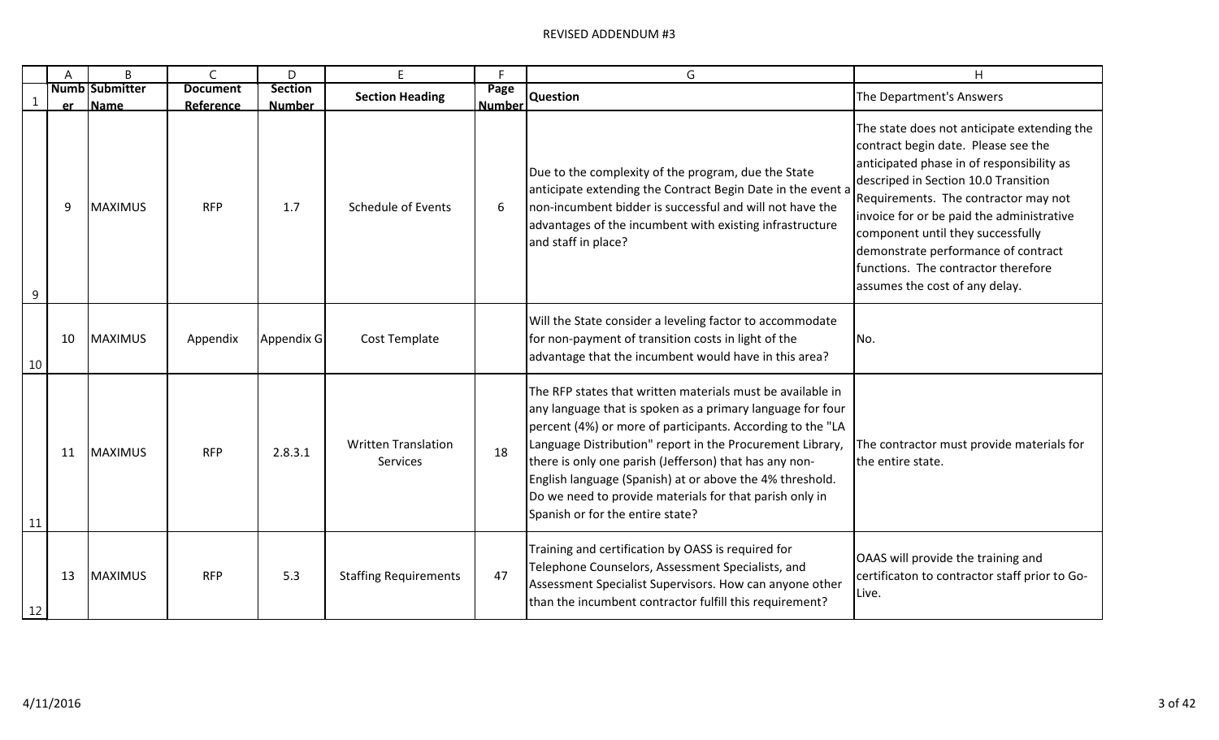# REVISED ADDENDUM #3

| | A | B | C | D | E | F | G | H |
|---|---|---|---|---|---|---|---|---|
| 1 | Number | Submitter Name | Document Reference | Section Number | Section Heading | Page Number | Question | The Department's Answers |
| 9 | 9 | MAXIMUS | RFP | 1.7 | Schedule of Events | 6 | Due to the complexity of the program, due the State anticipate extending the Contract Begin Date in the event a non-incumbent bidder is successful and will not have the advantages of the incumbent with existing infrastructure and staff in place? | The state does not anticipate extending the contract begin date. Please see the anticipated phase in of responsibility as descriped in Section 10.0 Transition Requirements. The contractor may not invoice for or be paid the administrative component until they successfully demonstrate performance of contract functions. The contractor therefore assumes the cost of any delay. |
| 10 | 10 | MAXIMUS | Appendix | Appendix G | Cost Template | | Will the State consider a leveling factor to accommodate for non-payment of transition costs in light of the advantage that the incumbent would have in this area? | No. |
| 11 | 11 | MAXIMUS | RFP | 2.8.3.1 | Written Translation Services | 18 | The RFP states that written materials must be available in any language that is spoken as a primary language for four percent (4%) or more of participants. According to the "LA Language Distribution" report in the Procurement Library, there is only one parish (Jefferson) that has any non-English language (Spanish) at or above the 4% threshold. Do we need to provide materials for that parish only in Spanish or for the entire state? | The contractor must provide materials for the entire state. |
| 12 | 13 | MAXIMUS | RFP | 5.3 | Staffing Requirements | 47 | Training and certification by OASS is required for Telephone Counselors, Assessment Specialists, and Assessment Specialist Supervisors. How can anyone other than the incumbent contractor fulfill this requirement? | OAAS will provide the training and certificaton to contractor staff prior to Go-Live. |

4/11/2016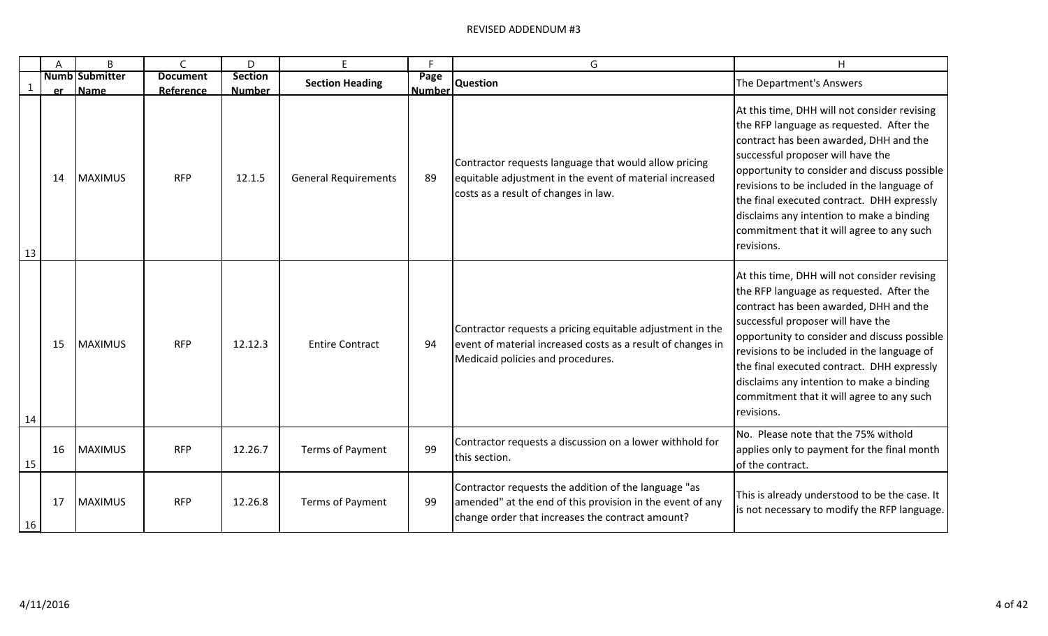# REVISED ADDENDUM #3

| | A | B | C | D | E | F | G | H |
|---|---|---|---|---|---|---|---|---|
| 1 | Number | Submitter Name | Document Reference | Section Number | Section Heading | Page Number | Question | The Department's Answers |
| 13 | 14 | MAXIMUS | RFP | 12.1.5 | General Requirements | 89 | Contractor requests language that would allow pricing equitable adjustment in the event of material increased costs as a result of changes in law. | At this time, DHH will not consider revising the RFP language as requested. After the contract has been awarded, DHH and the successful proposer will have the opportunity to consider and discuss possible revisions to be included in the language of the final executed contract. DHH expressly disclaims any intention to make a binding commitment that it will agree to any such revisions. |
| 14 | 15 | MAXIMUS | RFP | 12.12.3 | Entire Contract | 94 | Contractor requests a pricing equitable adjustment in the event of material increased costs as a result of changes in Medicaid policies and procedures. | At this time, DHH will not consider revising the RFP language as requested. After the contract has been awarded, DHH and the successful proposer will have the opportunity to consider and discuss possible revisions to be included in the language of the final executed contract. DHH expressly disclaims any intention to make a binding commitment that it will agree to any such revisions. |
| 15 | 16 | MAXIMUS | RFP | 12.26.7 | Terms of Payment | 99 | Contractor requests a discussion on a lower withhold for this section. | No. Please note that the 75% withold applies only to payment for the final month of the contract. |
| 16 | 17 | MAXIMUS | RFP | 12.26.8 | Terms of Payment | 99 | Contractor requests the addition of the language "as amended" at the end of this provision in the event of any change order that increases the contract amount? | This is already understood to be the case. It is not necessary to modify the RFP language. |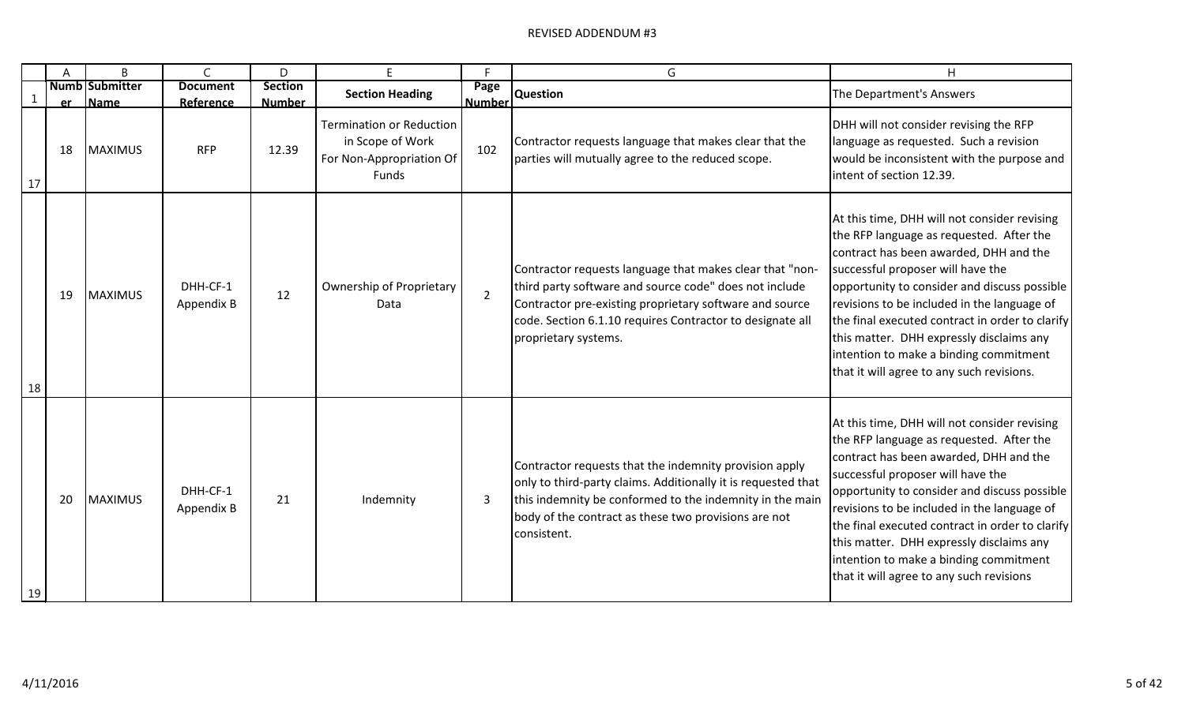| | Number | Submitter Name | Document Reference | Section Number | Section Heading | Page Number | Question | The Department's Answers |
|---|---|---|---|---|---|---|---|---|
| 17 | 18 | MAXIMUS | RFP | 12.39 | Termination or Reduction in Scope of Work For Non-Appropriation Of Funds | 102 | Contractor requests language that makes clear that the parties will mutually agree to the reduced scope. | DHH will not consider revising the RFP language as requested. Such a revision would be inconsistent with the purpose and intent of section 12.39. |
| 18 | 19 | MAXIMUS | DHH-CF-1 Appendix B | 12 | Ownership of Proprietary Data | 2 | Contractor requests language that makes clear that "non-third party software and source code" does not include Contractor pre-existing proprietary software and source code. Section 6.1.10 requires Contractor to designate all proprietary systems. | At this time, DHH will not consider revising the RFP language as requested. After the contract has been awarded, DHH and the successful proposer will have the opportunity to consider and discuss possible revisions to be included in the language of the final executed contract in order to clarify this matter. DHH expressly disclaims any intention to make a binding commitment that it will agree to any such revisions. |
| 19 | 20 | MAXIMUS | DHH-CF-1 Appendix B | 21 | Indemnity | 3 | Contractor requests that the indemnity provision apply only to third-party claims. Additionally it is requested that this indemnity be conformed to the indemnity in the main body of the contract as these two provisions are not consistent. | At this time, DHH will not consider revising the RFP language as requested. After the contract has been awarded, DHH and the successful proposer will have the opportunity to consider and discuss possible revisions to be included in the language of the final executed contract in order to clarify this matter. DHH expressly disclaims any intention to make a binding commitment that it will agree to any such revisions |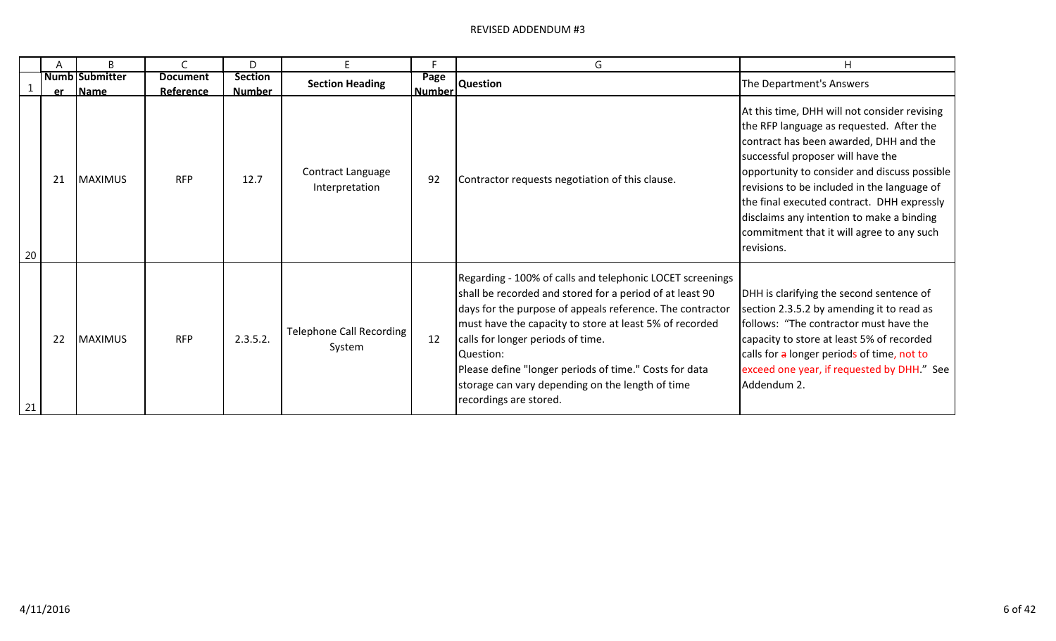# REVISED ADDENDUM #3

| | A | B | C | D | E | F | G | H |
|---|---|---|---|---|---|---|---|---|
| 1 | Number | Submitter Name | Document Reference | Section Number | Section Heading | Page Number | Question | The Department's Answers |
| 20 | 21 | MAXIMUS | RFP | 12.7 | Contract Language Interpretation | 92 | Contractor requests negotiation of this clause. | At this time, DHH will not consider revising the RFP language as requested. After the contract has been awarded, DHH and the successful proposer will have the opportunity to consider and discuss possible revisions to be included in the language of the final executed contract. DHH expressly disclaims any intention to make a binding commitment that it will agree to any such revisions. |
| 21 | 22 | MAXIMUS | RFP | 2.3.5.2. | Telephone Call Recording System | 12 | Regarding - 100% of calls and telephonic LOCET screenings shall be recorded and stored for a period of at least 90 days for the purpose of appeals reference. The contractor must have the capacity to store at least 5% of recorded calls for longer periods of time.<br>Question:<br>Please define "longer periods of time." Costs for data storage can vary depending on the length of time recordings are stored. | DHH is clarifying the second sentence of section 2.3.5.2 by amending it to read as follows: "The contractor must have the capacity to store at least 5% of recorded calls for ~~a~~ longer periods of time, not to exceed one year, if requested by DHH." See Addendum 2. |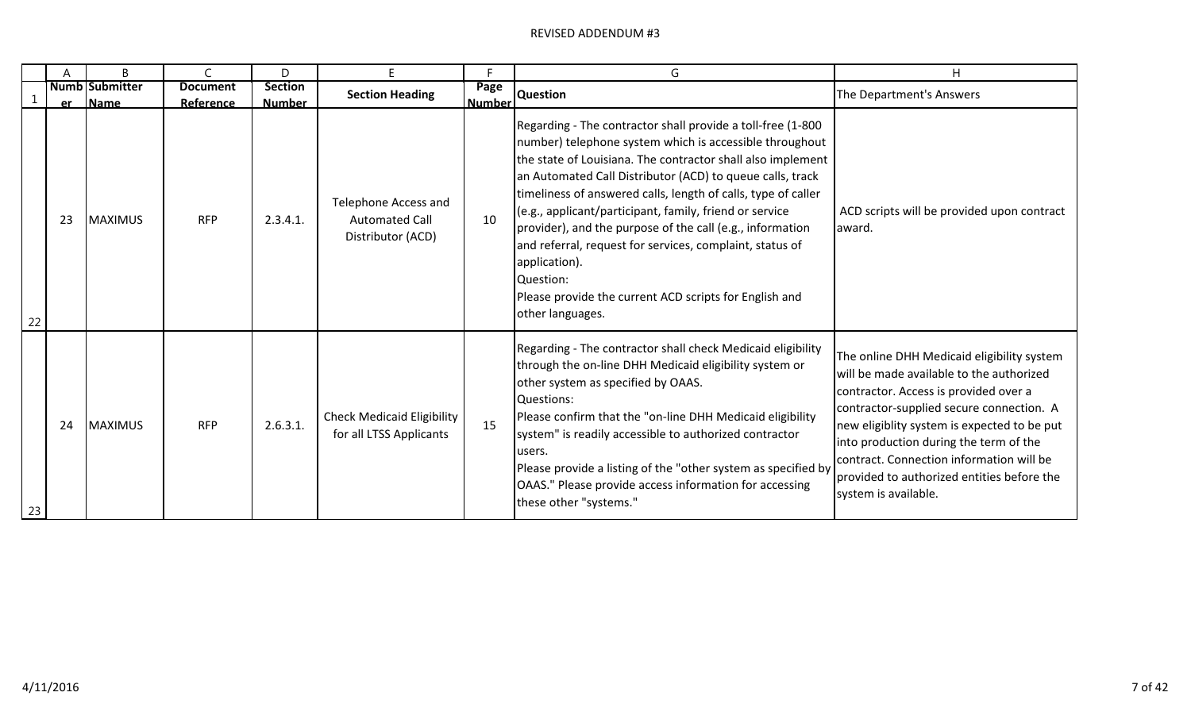REVISED ADDENDUM #3

| Number | Submitter Name | Document Reference | Section Number | Section Heading | Page Number | Question | The Department's Answers |
|---|---|---|---|---|---|---|---|
| 23 | MAXIMUS | RFP | 2.3.4.1. | Telephone Access and Automated Call Distributor (ACD) | 10 | Regarding - The contractor shall provide a toll-free (1-800 number) telephone system which is accessible throughout the state of Louisiana. The contractor shall also implement an Automated Call Distributor (ACD) to queue calls, track timeliness of answered calls, length of calls, type of caller (e.g., applicant/participant, family, friend or service provider), and the purpose of the call (e.g., information and referral, request for services, complaint, status of application).<br>Question:<br>Please provide the current ACD scripts for English and other languages. | ACD scripts will be provided upon contract award. |
| 24 | MAXIMUS | RFP | 2.6.3.1. | Check Medicaid Eligibility for all LTSS Applicants | 15 | Regarding - The contractor shall check Medicaid eligibility through the on-line DHH Medicaid eligibility system or other system as specified by OAAS.<br>Questions:<br>Please confirm that the "on-line DHH Medicaid eligibility system" is readily accessible to authorized contractor users.<br>Please provide a listing of the "other system as specified by OAAS." Please provide access information for accessing these other "systems." | The online DHH Medicaid eligibility system will be made available to the authorized contractor. Access is provided over a contractor-supplied secure connection. A new eligiblity system is expected to be put into production during the term of the contract. Connection information will be provided to authorized entities before the system is available. |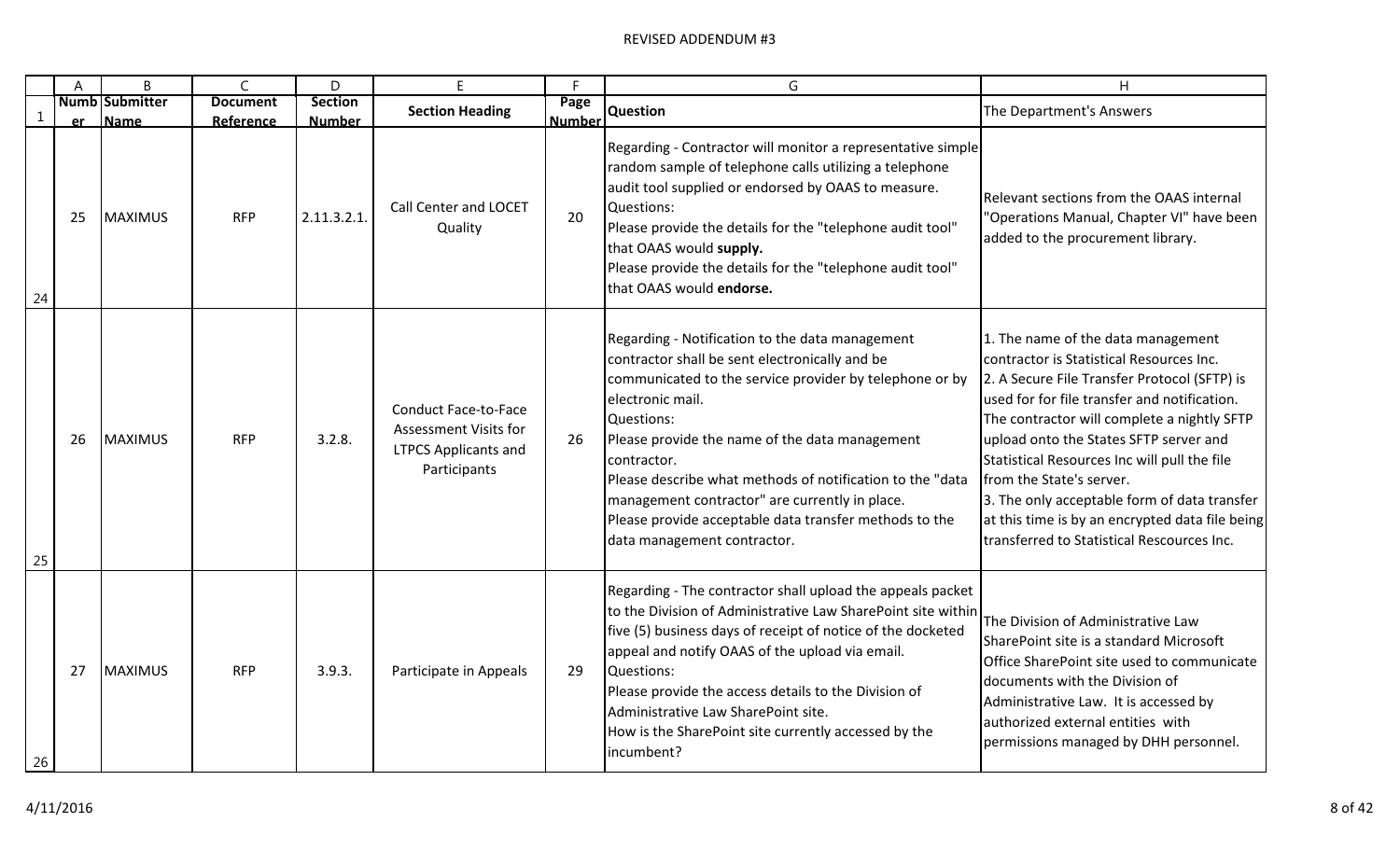REVISED ADDENDUM #3

| | A | B | C | D | E | F | G | H |
|---|---|---|---|---|---|---|---|---|
| 1 | Number | Submitter Name | Document Reference | Section Number | Section Heading | Page Number | Question | The Department's Answers |
| 24 | 25 | MAXIMUS | RFP | 2.11.3.2.1. | Call Center and LOCET Quality | 20 | Regarding - Contractor will monitor a representative simple random sample of telephone calls utilizing a telephone audit tool supplied or endorsed by OAAS to measure.<br>Questions:<br>Please provide the details for the "telephone audit tool" that OAAS would **supply.**<br>Please provide the details for the "telephone audit tool" that OAAS would **endorse.** | Relevant sections from the OAAS internal "Operations Manual, Chapter VI" have been added to the procurement library. |
| 25 | 26 | MAXIMUS | RFP | 3.2.8. | Conduct Face-to-Face Assessment Visits for LTPCS Applicants and Participants | 26 | Regarding - Notification to the data management contractor shall be sent electronically and be communicated to the service provider by telephone or by electronic mail.<br>Questions:<br>Please provide the name of the data management contractor.<br>Please describe what methods of notification to the "data management contractor" are currently in place.<br>Please provide acceptable data transfer methods to the data management contractor. | 1. The name of the data management contractor is Statistical Resources Inc.<br>2. A Secure File Transfer Protocol (SFTP) is used for for file transfer and notification. The contractor will complete a nightly SFTP upload onto the States SFTP server and Statistical Resources Inc will pull the file from the State's server.<br>3. The only acceptable form of data transfer at this time is by an encrypted data file being transferred to Statistical Rescources Inc. |
| 26 | 27 | MAXIMUS | RFP | 3.9.3. | Participate in Appeals | 29 | Regarding - The contractor shall upload the appeals packet to the Division of Administrative Law SharePoint site within five (5) business days of receipt of notice of the docketed appeal and notify OAAS of the upload via email.<br>Questions:<br>Please provide the access details to the Division of Administrative Law SharePoint site.<br>How is the SharePoint site currently accessed by the incumbent? | The Division of Administrative Law SharePoint site is a standard Microsoft Office SharePoint site used to communicate documents with the Division of Administrative Law. It is accessed by authorized external entities with permissions managed by DHH personnel. |

4/11/2016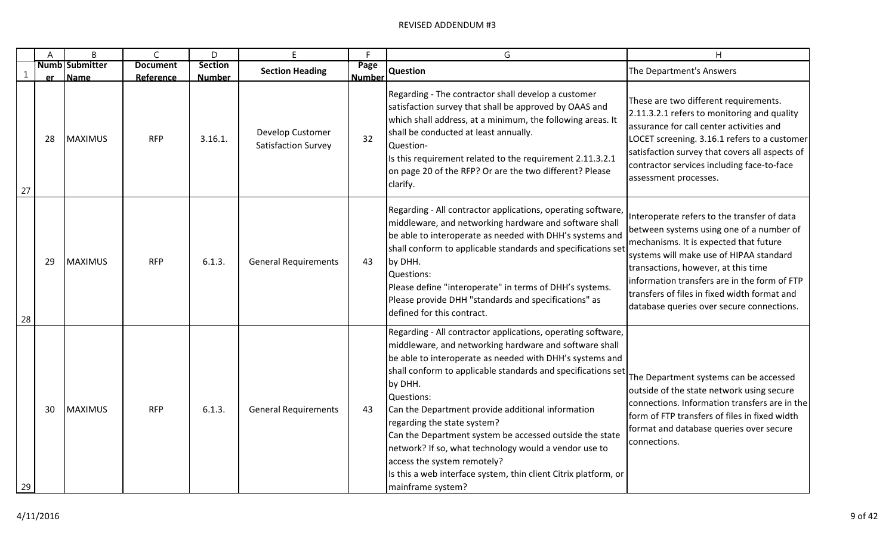# REVISED ADDENDUM #3

| Number | Submitter Name | Document Reference | Section Number | Section Heading | Page Number | Question | The Department's Answers |
|---|---|---|---|---|---|---|---|
| 28 | MAXIMUS | RFP | 3.16.1. | Develop Customer Satisfaction Survey | 32 | Regarding - The contractor shall develop a customer satisfaction survey that shall be approved by OAAS and which shall address, at a minimum, the following areas. It shall be conducted at least annually.<br>Question-<br>Is this requirement related to the requirement 2.11.3.2.1 on page 20 of the RFP? Or are the two different? Please clarify. | These are two different requirements. 2.11.3.2.1 refers to monitoring and quality assurance for call center activities and LOCET screening. 3.16.1 refers to a customer satisfaction survey that covers all aspects of contractor services including face-to-face assessment processes. |
| 29 | MAXIMUS | RFP | 6.1.3. | General Requirements | 43 | Regarding - All contractor applications, operating software, middleware, and networking hardware and software shall be able to interoperate as needed with DHH's systems and shall conform to applicable standards and specifications set by DHH.<br>Questions:<br>Please define "interoperate" in terms of DHH's systems.<br>Please provide DHH "standards and specifications" as defined for this contract. | Interoperate refers to the transfer of data between systems using one of a number of mechanisms. It is expected that future systems will make use of HIPAA standard transactions, however, at this time information transfers are in the form of FTP transfers of files in fixed width format and database queries over secure connections. |
| 30 | MAXIMUS | RFP | 6.1.3. | General Requirements | 43 | Regarding - All contractor applications, operating software, middleware, and networking hardware and software shall be able to interoperate as needed with DHH's systems and shall conform to applicable standards and specifications set by DHH.<br>Questions:<br>Can the Department provide additional information regarding the state system?<br>Can the Department system be accessed outside the state network? If so, what technology would a vendor use to access the system remotely?<br>Is this a web interface system, thin client Citrix platform, or mainframe system? | The Department systems can be accessed outside of the state network using secure connections. Information transfers are in the form of FTP transfers of files in fixed width format and database queries over secure connections. |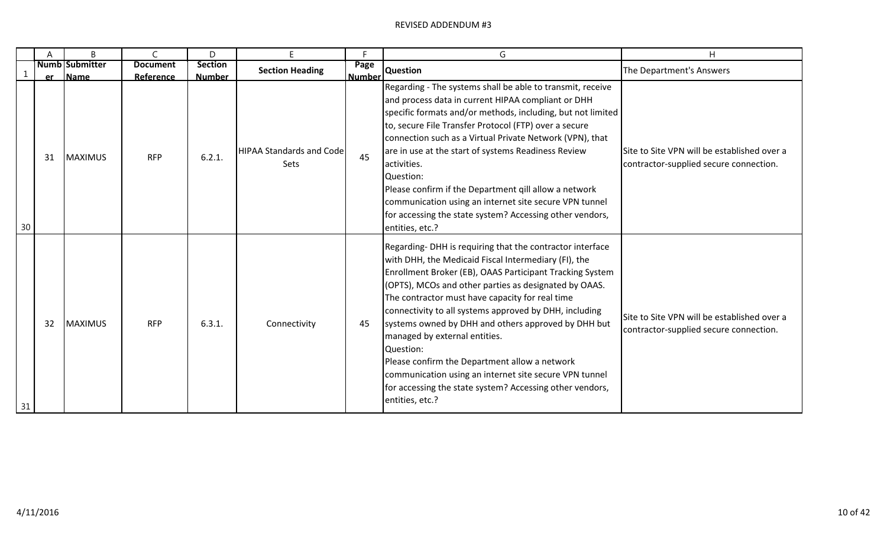REVISED ADDENDUM #3

| | A | B | C | D | E | F | G | H |
|---|---|---|---|---|---|---|---|---|
| 1 | Number | Submitter Name | Document Reference | Section Number | Section Heading | Page Number | Question | The Department's Answers |
| 30 | 31 | MAXIMUS | RFP | 6.2.1. | HIPAA Standards and Code Sets | 45 | Regarding - The systems shall be able to transmit, receive and process data in current HIPAA compliant or DHH specific formats and/or methods, including, but not limited to, secure File Transfer Protocol (FTP) over a secure connection such as a Virtual Private Network (VPN), that are in use at the start of systems Readiness Review activities.<br>Question:<br>Please confirm if the Department qill allow a network communication using an internet site secure VPN tunnel for accessing the state system? Accessing other vendors, entities, etc.? | Site to Site VPN will be established over a contractor-supplied secure connection. |
| 31 | 32 | MAXIMUS | RFP | 6.3.1. | Connectivity | 45 | Regarding- DHH is requiring that the contractor interface with DHH, the Medicaid Fiscal Intermediary (FI), the Enrollment Broker (EB), OAAS Participant Tracking System (OPTS), MCOs and other parties as designated by OAAS. The contractor must have capacity for real time connectivity to all systems approved by DHH, including systems owned by DHH and others approved by DHH but managed by external entities.<br>Question:<br>Please confirm the Department allow a network communication using an internet site secure VPN tunnel for accessing the state system? Accessing other vendors, entities, etc.? | Site to Site VPN will be established over a contractor-supplied secure connection. |

4/11/2016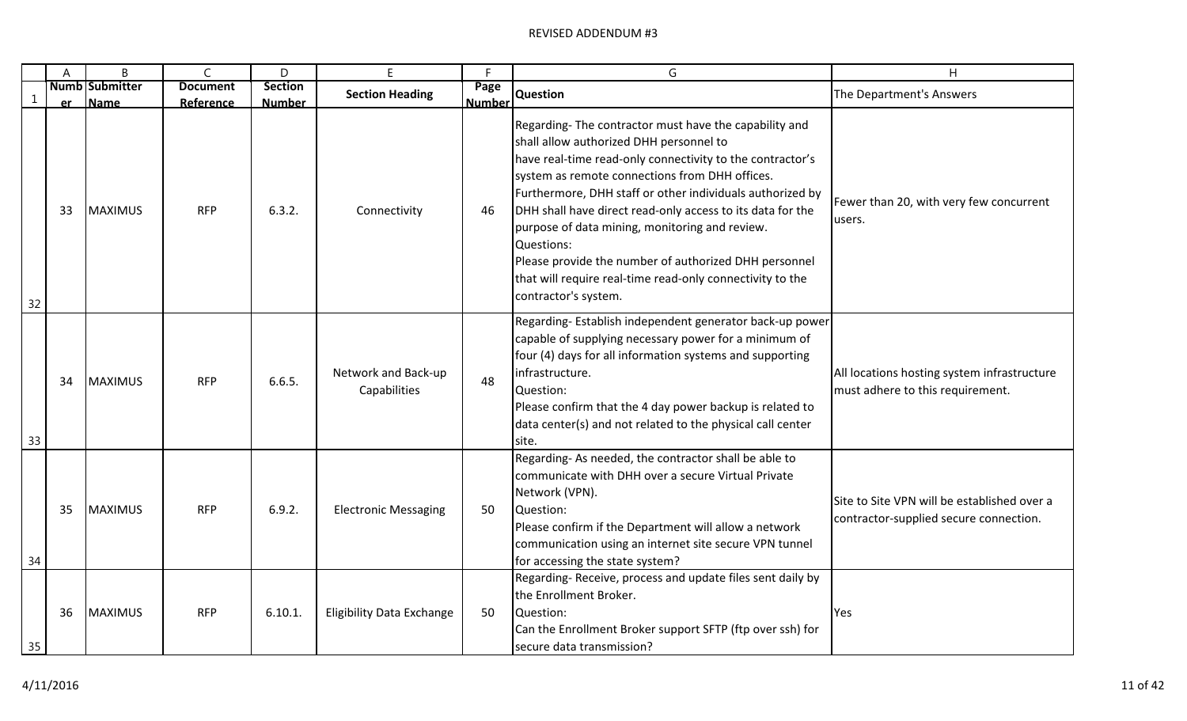REVISED ADDENDUM #3

| Number | Submitter Name | Document Reference | Section Number | Section Heading | Page Number | Question | The Department's Answers |
|---|---|---|---|---|---|---|---|
| 33 | MAXIMUS | RFP | 6.3.2. | Connectivity | 46 | Regarding- The contractor must have the capability and shall allow authorized DHH personnel to have real-time read-only connectivity to the contractor's system as remote connections from DHH offices. Furthermore, DHH staff or other individuals authorized by DHH shall have direct read-only access to its data for the purpose of data mining, monitoring and review.<br>Questions:<br>Please provide the number of authorized DHH personnel that will require real-time read-only connectivity to the contractor's system. | Fewer than 20, with very few concurrent users. |
| 34 | MAXIMUS | RFP | 6.6.5. | Network and Back-up Capabilities | 48 | Regarding- Establish independent generator back-up power capable of supplying necessary power for a minimum of four (4) days for all information systems and supporting infrastructure.<br>Question:<br>Please confirm that the 4 day power backup is related to data center(s) and not related to the physical call center site. | All locations hosting system infrastructure must adhere to this requirement. |
| 35 | MAXIMUS | RFP | 6.9.2. | Electronic Messaging | 50 | Regarding- As needed, the contractor shall be able to communicate with DHH over a secure Virtual Private Network (VPN).<br>Question:<br>Please confirm if the Department will allow a network communication using an internet site secure VPN tunnel for accessing the state system? | Site to Site VPN will be established over a contractor-supplied secure connection. |
| 36 | MAXIMUS | RFP | 6.10.1. | Eligibility Data Exchange | 50 | Regarding- Receive, process and update files sent daily by the Enrollment Broker.<br>Question:<br>Can the Enrollment Broker support SFTP (ftp over ssh) for secure data transmission? | Yes |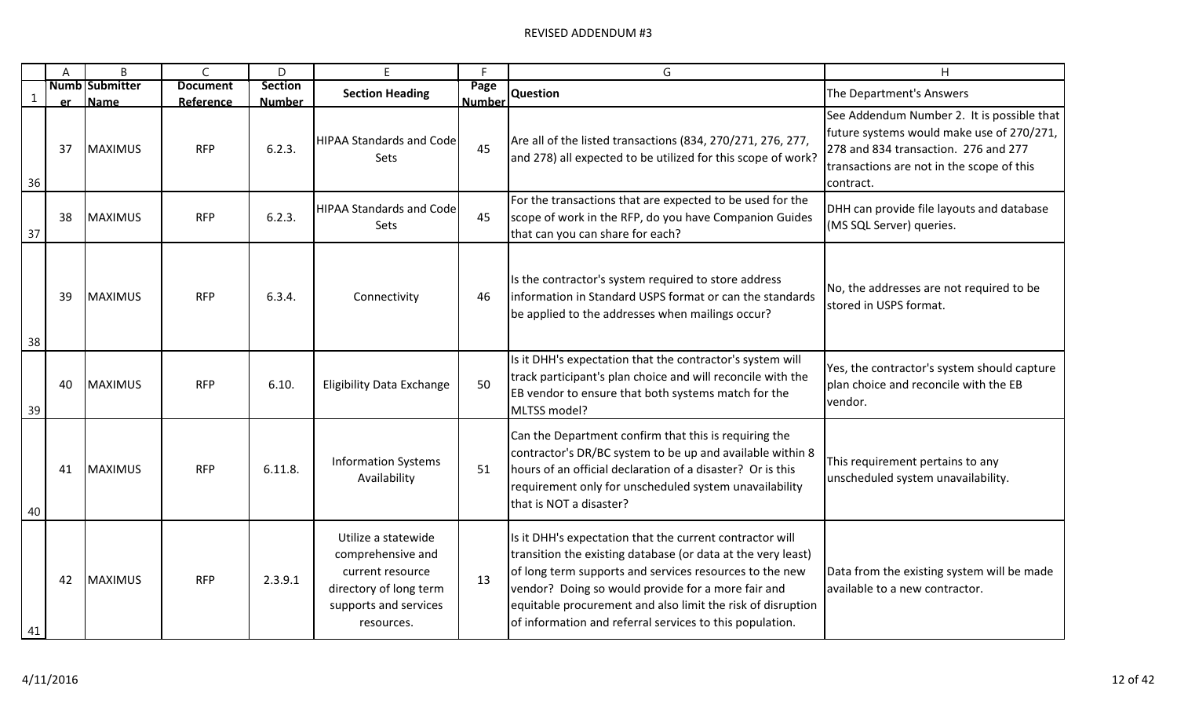# REVISED ADDENDUM #3

| | A | B | C | D | E | F | G | H |
|---|---|---|---|---|---|---|---|---|
| 1 | Number | Submitter Name | Document Reference | Section Number | Section Heading | Page Number | Question | The Department's Answers |
| 36 | 37 | MAXIMUS | RFP | 6.2.3. | HIPAA Standards and Code Sets | 45 | Are all of the listed transactions (834, 270/271, 276, 277, and 278) all expected to be utilized for this scope of work? | See Addendum Number 2. It is possible that future systems would make use of 270/271, 278 and 834 transaction. 276 and 277 transactions are not in the scope of this contract. |
| 37 | 38 | MAXIMUS | RFP | 6.2.3. | HIPAA Standards and Code Sets | 45 | For the transactions that are expected to be used for the scope of work in the RFP, do you have Companion Guides that can you can share for each? | DHH can provide file layouts and database (MS SQL Server) queries. |
| 38 | 39 | MAXIMUS | RFP | 6.3.4. | Connectivity | 46 | Is the contractor's system required to store address information in Standard USPS format or can the standards be applied to the addresses when mailings occur? | No, the addresses are not required to be stored in USPS format. |
| 39 | 40 | MAXIMUS | RFP | 6.10. | Eligibility Data Exchange | 50 | Is it DHH's expectation that the contractor's system will track participant's plan choice and will reconcile with the EB vendor to ensure that both systems match for the MLTSS model? | Yes, the contractor's system should capture plan choice and reconcile with the EB vendor. |
| 40 | 41 | MAXIMUS | RFP | 6.11.8. | Information Systems Availability | 51 | Can the Department confirm that this is requiring the contractor's DR/BC system to be up and available within 8 hours of an official declaration of a disaster? Or is this requirement only for unscheduled system unavailability that is NOT a disaster? | This requirement pertains to any unscheduled system unavailability. |
| 41 | 42 | MAXIMUS | RFP | 2.3.9.1 | Utilize a statewide comprehensive and current resource directory of long term supports and services resources. | 13 | Is it DHH's expectation that the current contractor will transition the existing database (or data at the very least) of long term supports and services resources to the new vendor? Doing so would provide for a more fair and equitable procurement and also limit the risk of disruption of information and referral services to this population. | Data from the existing system will be made available to a new contractor. |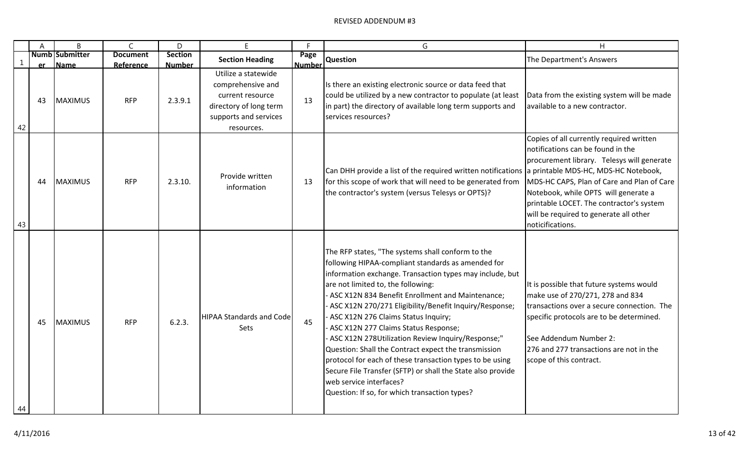REVISED ADDENDUM #3

| | A | B | C | D | E | F | G | H |
|---|---|---|---|---|---|---|---|---|
| 1 | Number | Submitter Name | Document Reference | Section Number | Section Heading | Page Number | Question | The Department's Answers |
| 42 | 43 | MAXIMUS | RFP | 2.3.9.1 | Utilize a statewide comprehensive and current resource directory of long term supports and services resources. | 13 | Is there an existing electronic source or data feed that could be utilized by a new contractor to populate (at least in part) the directory of available long term supports and services resources? | Data from the existing system will be made available to a new contractor. |
| 43 | 44 | MAXIMUS | RFP | 2.3.10. | Provide written information | 13 | Can DHH provide a list of the required written notifications for this scope of work that will need to be generated from the contractor's system (versus Telesys or OPTS)? | Copies of all currently required written notifications can be found in the procurement library. Telesys will generate a printable MDS-HC, MDS-HC Notebook, MDS-HC CAPS, Plan of Care and Plan of Care Notebook, while OPTS will generate a printable LOCET. The contractor's system will be required to generate all other noticifications. |
| 44 | 45 | MAXIMUS | RFP | 6.2.3. | HIPAA Standards and Code Sets | 45 | The RFP states, "The systems shall conform to the following HIPAA-compliant standards as amended for information exchange. Transaction types may include, but are not limited to, the following:<br>- ASC X12N 834 Benefit Enrollment and Maintenance;<br>- ASC X12N 270/271 Eligibility/Benefit Inquiry/Response;<br>- ASC X12N 276 Claims Status Inquiry;<br>- ASC X12N 277 Claims Status Response;<br>- ASC X12N 278Utilization Review Inquiry/Response;"<br>Question: Shall the Contract expect the transmission protocol for each of these transaction types to be using Secure File Transfer (SFTP) or shall the State also provide web service interfaces?<br>Question: If so, for which transaction types? | It is possible that future systems would make use of 270/271, 278 and 834 transactions over a secure connection. The specific protocols are to be determined.<br><br>See Addendum Number 2:<br>276 and 277 transactions are not in the scope of this contract. |

4/11/2016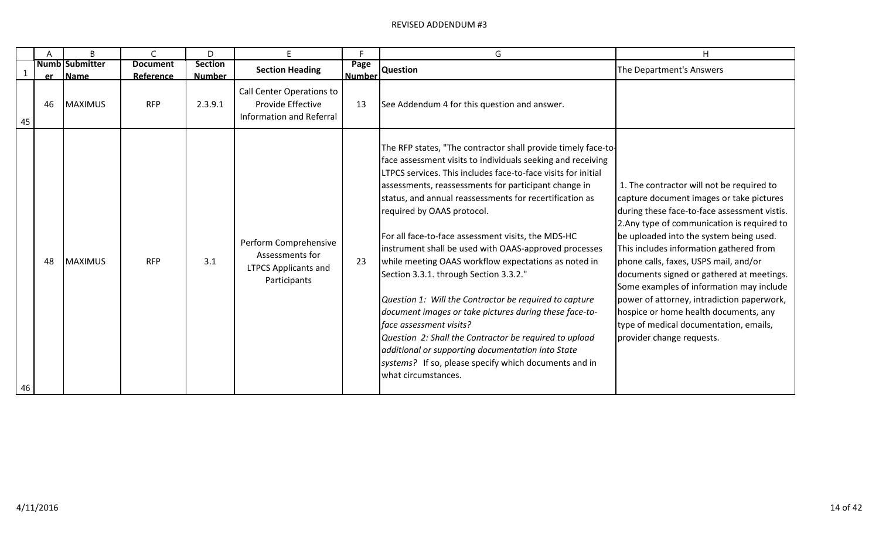# REVISED ADDENDUM #3

| Number | Submitter Name | Document Reference | Section Number | Section Heading | Page Number | Question | The Department's Answers |
|---|---|---|---|---|---|---|---|
| 46 | MAXIMUS | RFP | 2.3.9.1 | Call Center Operations to Provide Effective Information and Referral | 13 | See Addendum 4 for this question and answer. | |
| 48 | MAXIMUS | RFP | 3.1 | Perform Comprehensive Assessments for LTPCS Applicants and Participants | 23 | The RFP states, "The contractor shall provide timely face-to-face assessment visits to individuals seeking and receiving LTPCS services. This includes face-to-face visits for initial assessments, reassessments for participant change in status, and annual reassessments for recertification as required by OAAS protocol.<br><br>For all face-to-face assessment visits, the MDS-HC instrument shall be used with OAAS-approved processes while meeting OAAS workflow expectations as noted in Section 3.3.1. through Section 3.3.2."<br><br>*Question 1: Will the Contractor be required to capture document images or take pictures during these face-to-face assessment visits?*<br>*Question 2: Shall the Contractor be required to upload additional or supporting documentation into State systems?* If so, please specify which documents and in what circumstances. | 1. The contractor will not be required to capture document images or take pictures during these face-to-face assessment vistis.<br>2.Any type of communication is required to be uploaded into the system being used. This includes information gathered from phone calls, faxes, USPS mail, and/or documents signed or gathered at meetings. Some examples of information may include power of attorney, intradiction paperwork, hospice or home health documents, any type of medical documentation, emails, provider change requests. |

4/11/2016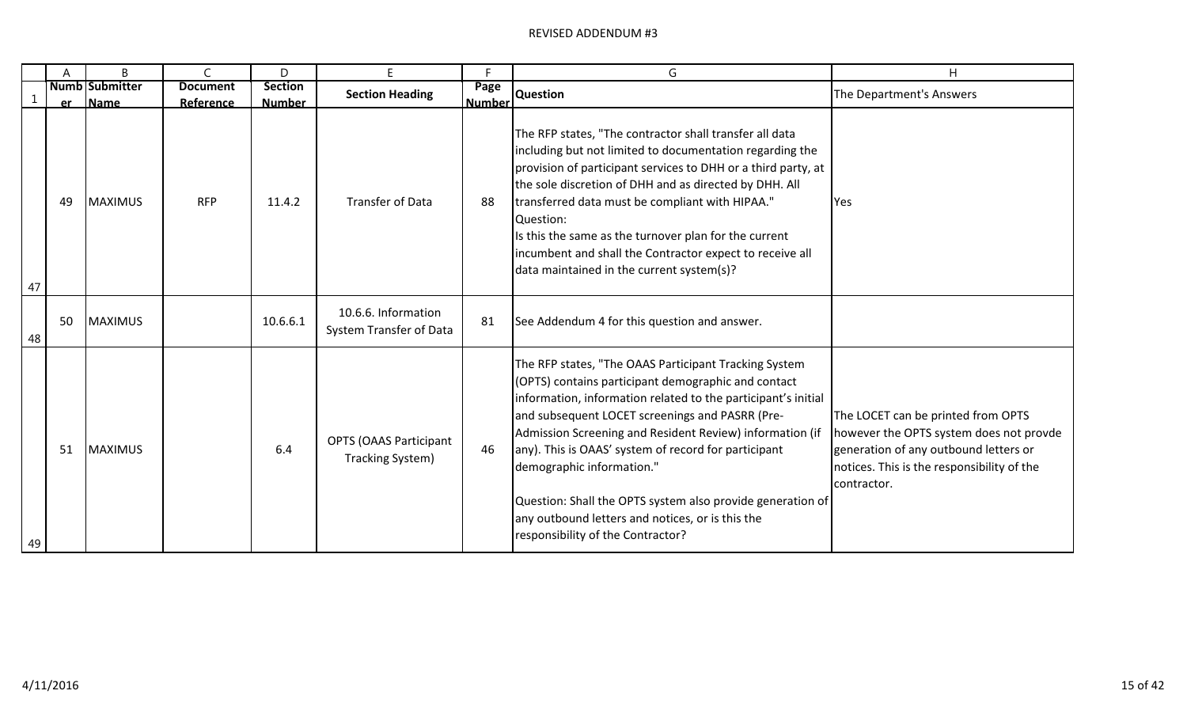REVISED ADDENDUM #3

| | A | B | C | D | E | F | G | H |
|---|---|---|---|---|---|---|---|---|
| 1 | Number | Submitter Name | Document Reference | Section Number | Section Heading | Page Number | Question | The Department's Answers |
| 47 | 49 | MAXIMUS | RFP | 11.4.2 | Transfer of Data | 88 | The RFP states, "The contractor shall transfer all data including but not limited to documentation regarding the provision of participant services to DHH or a third party, at the sole discretion of DHH and as directed by DHH. All transferred data must be compliant with HIPAA."<br>Question:<br>Is this the same as the turnover plan for the current incumbent and shall the Contractor expect to receive all data maintained in the current system(s)? | Yes |
| 48 | 50 | MAXIMUS | | 10.6.6.1 | 10.6.6. Information System Transfer of Data | 81 | See Addendum 4 for this question and answer. | |
| 49 | 51 | MAXIMUS | | 6.4 | OPTS (OAAS Participant Tracking System) | 46 | The RFP states, "The OAAS Participant Tracking System (OPTS) contains participant demographic and contact information, information related to the participant's initial and subsequent LOCET screenings and PASRR (Pre-Admission Screening and Resident Review) information (if any). This is OAAS' system of record for participant demographic information."<br><br>Question: Shall the OPTS system also provide generation of any outbound letters and notices, or is this the responsibility of the Contractor? | The LOCET can be printed from OPTS however the OPTS system does not provde generation of any outbound letters or notices. This is the responsibility of the contractor. |

4/11/2016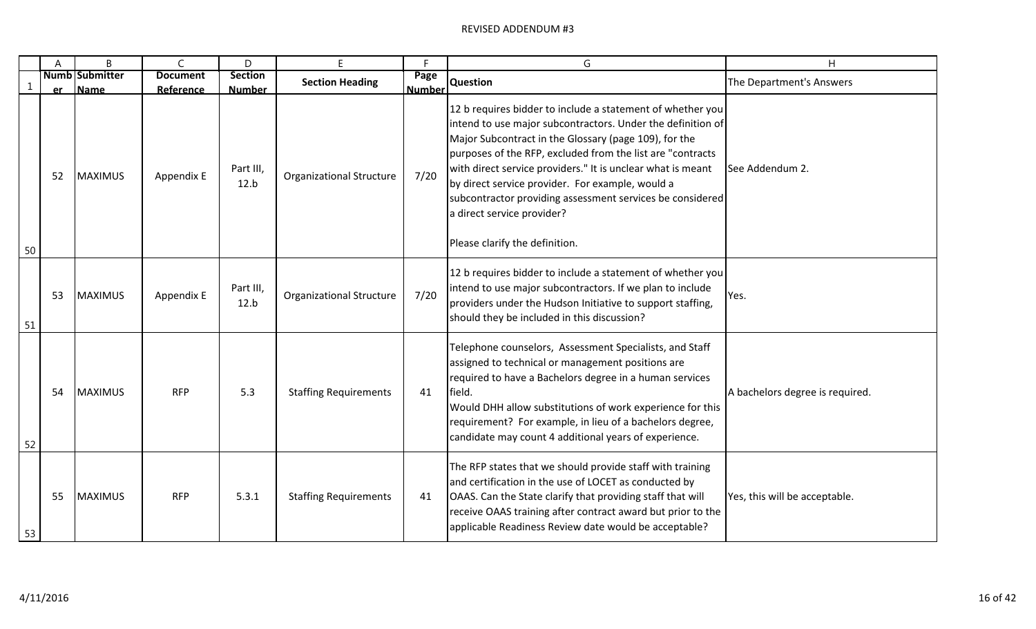# REVISED ADDENDUM #3

| | A | B | C | D | E | F | G | H |
|---|---|---|---|---|---|---|---|---|
| 1 | Number | Submitter Name | Document Reference | Section Number | Section Heading | Page Number | Question | The Department's Answers |
| 50 | 52 | MAXIMUS | Appendix E | Part III, 12.b | Organizational Structure | 7/20 | 12 b requires bidder to include a statement of whether you intend to use major subcontractors. Under the definition of Major Subcontract in the Glossary (page 109), for the purposes of the RFP, excluded from the list are "contracts with direct service providers." It is unclear what is meant by direct service provider. For example, would a subcontractor providing assessment services be considered a direct service provider?<br><br>Please clarify the definition. | See Addendum 2. |
| 51 | 53 | MAXIMUS | Appendix E | Part III, 12.b | Organizational Structure | 7/20 | 12 b requires bidder to include a statement of whether you intend to use major subcontractors. If we plan to include providers under the Hudson Initiative to support staffing, should they be included in this discussion? | Yes. |
| 52 | 54 | MAXIMUS | RFP | 5.3 | Staffing Requirements | 41 | Telephone counselors, Assessment Specialists, and Staff assigned to technical or management positions are required to have a Bachelors degree in a human services field.<br>Would DHH allow substitutions of work experience for this requirement? For example, in lieu of a bachelors degree, candidate may count 4 additional years of experience. | A bachelors degree is required. |
| 53 | 55 | MAXIMUS | RFP | 5.3.1 | Staffing Requirements | 41 | The RFP states that we should provide staff with training and certification in the use of LOCET as conducted by OAAS. Can the State clarify that providing staff that will receive OAAS training after contract award but prior to the applicable Readiness Review date would be acceptable? | Yes, this will be acceptable. |

4/11/2016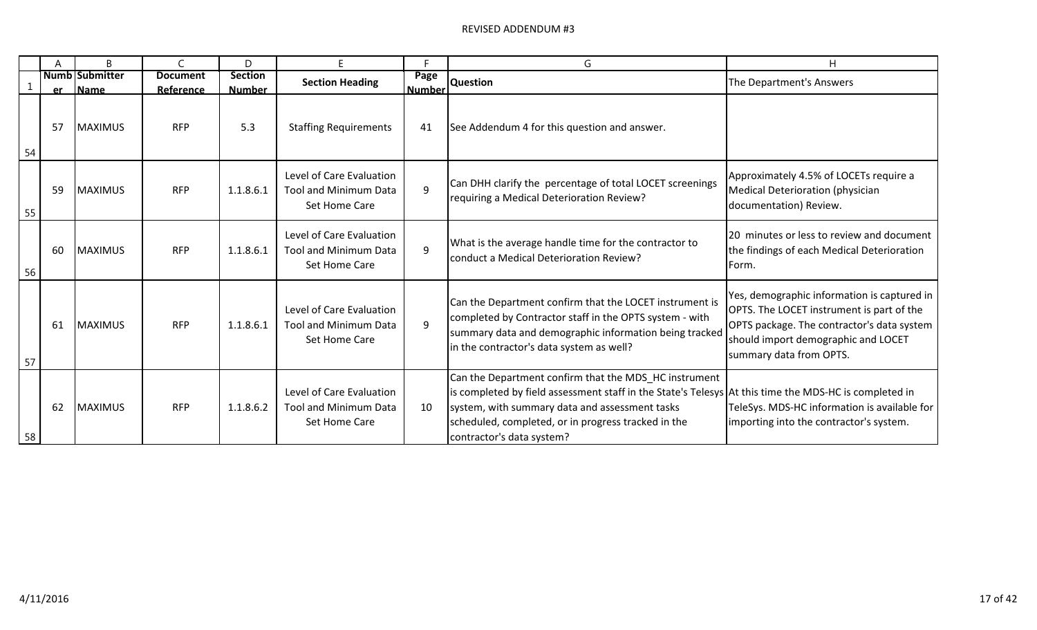REVISED ADDENDUM #3

| | A | B | C | D | E | F | G | H |
|---|---|---|---|---|---|---|---|---|
| 1 | Number | Submitter Name | Document Reference | Section Number | Section Heading | Page Number | Question | The Department's Answers |
| 54 | 57 | MAXIMUS | RFP | 5.3 | Staffing Requirements | 41 | See Addendum 4 for this question and answer. | |
| 55 | 59 | MAXIMUS | RFP | 1.1.8.6.1 | Level of Care Evaluation Tool and Minimum Data Set Home Care | 9 | Can DHH clarify the percentage of total LOCET screenings requiring a Medical Deterioration Review? | Approximately 4.5% of LOCETs require a Medical Deterioration (physician documentation) Review. |
| 56 | 60 | MAXIMUS | RFP | 1.1.8.6.1 | Level of Care Evaluation Tool and Minimum Data Set Home Care | 9 | What is the average handle time for the contractor to conduct a Medical Deterioration Review? | 20 minutes or less to review and document the findings of each Medical Deterioration Form. |
| 57 | 61 | MAXIMUS | RFP | 1.1.8.6.1 | Level of Care Evaluation Tool and Minimum Data Set Home Care | 9 | Can the Department confirm that the LOCET instrument is completed by Contractor staff in the OPTS system - with summary data and demographic information being tracked in the contractor's data system as well? | Yes, demographic information is captured in OPTS. The LOCET instrument is part of the OPTS package. The contractor's data system should import demographic and LOCET summary data from OPTS. |
| 58 | 62 | MAXIMUS | RFP | 1.1.8.6.2 | Level of Care Evaluation Tool and Minimum Data Set Home Care | 10 | Can the Department confirm that the MDS_HC instrument is completed by field assessment staff in the State's Telesys system, with summary data and assessment tasks scheduled, completed, or in progress tracked in the contractor's data system? | At this time the MDS-HC is completed in TeleSys. MDS-HC information is available for importing into the contractor's system. |

4/11/2016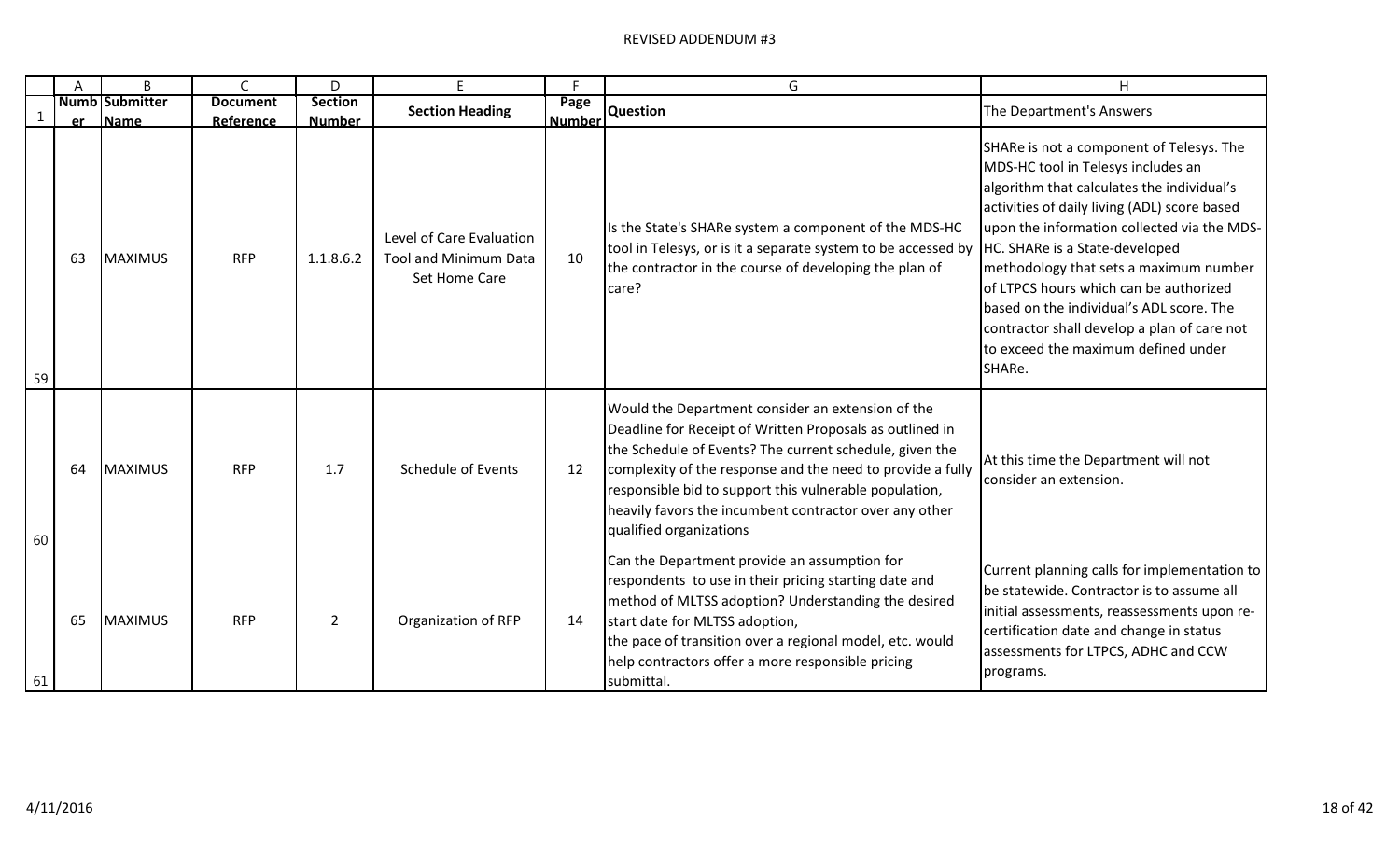# REVISED ADDENDUM #3

| | A | B | C | D | E | F | G | H |
|---|---|---|---|---|---|---|---|---|
| 1 | Number | Submitter Name | Document Reference | Section Number | Section Heading | Page Number | Question | The Department's Answers |
| 59 | 63 | MAXIMUS | RFP | 1.1.8.6.2 | Level of Care Evaluation Tool and Minimum Data Set Home Care | 10 | Is the State's SHARe system a component of the MDS-HC tool in Telesys, or is it a separate system to be accessed by the contractor in the course of developing the plan of care? | SHARe is not a component of Telesys. The MDS-HC tool in Telesys includes an algorithm that calculates the individual's activities of daily living (ADL) score based upon the information collected via the MDS-HC. SHARe is a State-developed methodology that sets a maximum number of LTPCS hours which can be authorized based on the individual's ADL score. The contractor shall develop a plan of care not to exceed the maximum defined under SHARe. |
| 60 | 64 | MAXIMUS | RFP | 1.7 | Schedule of Events | 12 | Would the Department consider an extension of the Deadline for Receipt of Written Proposals as outlined in the Schedule of Events? The current schedule, given the complexity of the response and the need to provide a fully responsible bid to support this vulnerable population, heavily favors the incumbent contractor over any other qualified organizations | At this time the Department will not consider an extension. |
| 61 | 65 | MAXIMUS | RFP | 2 | Organization of RFP | 14 | Can the Department provide an assumption for respondents to use in their pricing starting date and method of MLTSS adoption? Understanding the desired start date for MLTSS adoption, the pace of transition over a regional model, etc. would help contractors offer a more responsible pricing submittal. | Current planning calls for implementation to be statewide. Contractor is to assume all initial assessments, reassessments upon re-certification date and change in status assessments for LTPCS, ADHC and CCW programs. |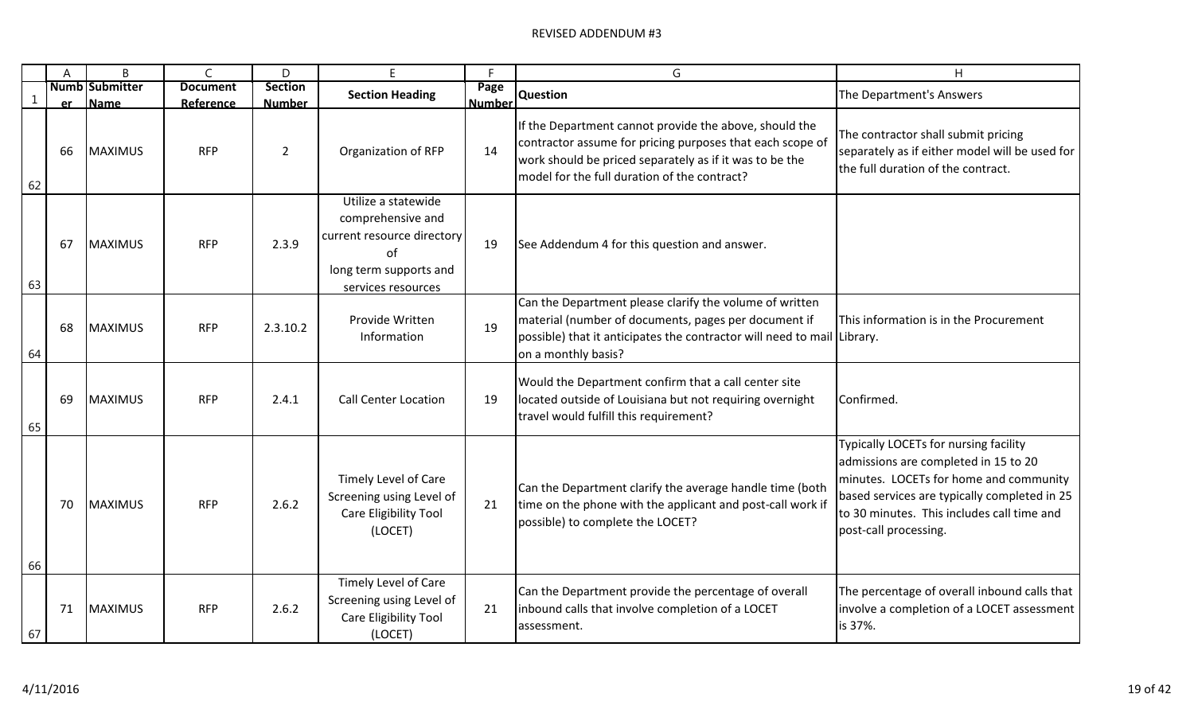# REVISED ADDENDUM #3

| | A | B | C | D | E | F | G | H |
|---|---|---|---|---|---|---|---|---|
| 1 | Number | Submitter Name | Document Reference | Section Number | Section Heading | Page Number | Question | The Department's Answers |
| 62 | 66 | MAXIMUS | RFP | 2 | Organization of RFP | 14 | If the Department cannot provide the above, should the contractor assume for pricing purposes that each scope of work should be priced separately as if it was to be the model for the full duration of the contract? | The contractor shall submit pricing separately as if either model will be used for the full duration of the contract. |
| 63 | 67 | MAXIMUS | RFP | 2.3.9 | Utilize a statewide comprehensive and current resource directory of long term supports and services resources | 19 | See Addendum 4 for this question and answer. | |
| 64 | 68 | MAXIMUS | RFP | 2.3.10.2 | Provide Written Information | 19 | Can the Department please clarify the volume of written material (number of documents, pages per document if possible) that it anticipates the contractor will need to mail on a monthly basis? | This information is in the Procurement Library. |
| 65 | 69 | MAXIMUS | RFP | 2.4.1 | Call Center Location | 19 | Would the Department confirm that a call center site located outside of Louisiana but not requiring overnight travel would fulfill this requirement? | Confirmed. |
| 66 | 70 | MAXIMUS | RFP | 2.6.2 | Timely Level of Care Screening using Level of Care Eligibility Tool (LOCET) | 21 | Can the Department clarify the average handle time (both time on the phone with the applicant and post-call work if possible) to complete the LOCET? | Typically LOCETs for nursing facility admissions are completed in 15 to 20 minutes. LOCETs for home and community based services are typically completed in 25 to 30 minutes. This includes call time and post-call processing. |
| 67 | 71 | MAXIMUS | RFP | 2.6.2 | Timely Level of Care Screening using Level of Care Eligibility Tool (LOCET) | 21 | Can the Department provide the percentage of overall inbound calls that involve completion of a LOCET assessment. | The percentage of overall inbound calls that involve a completion of a LOCET assessment is 37%. |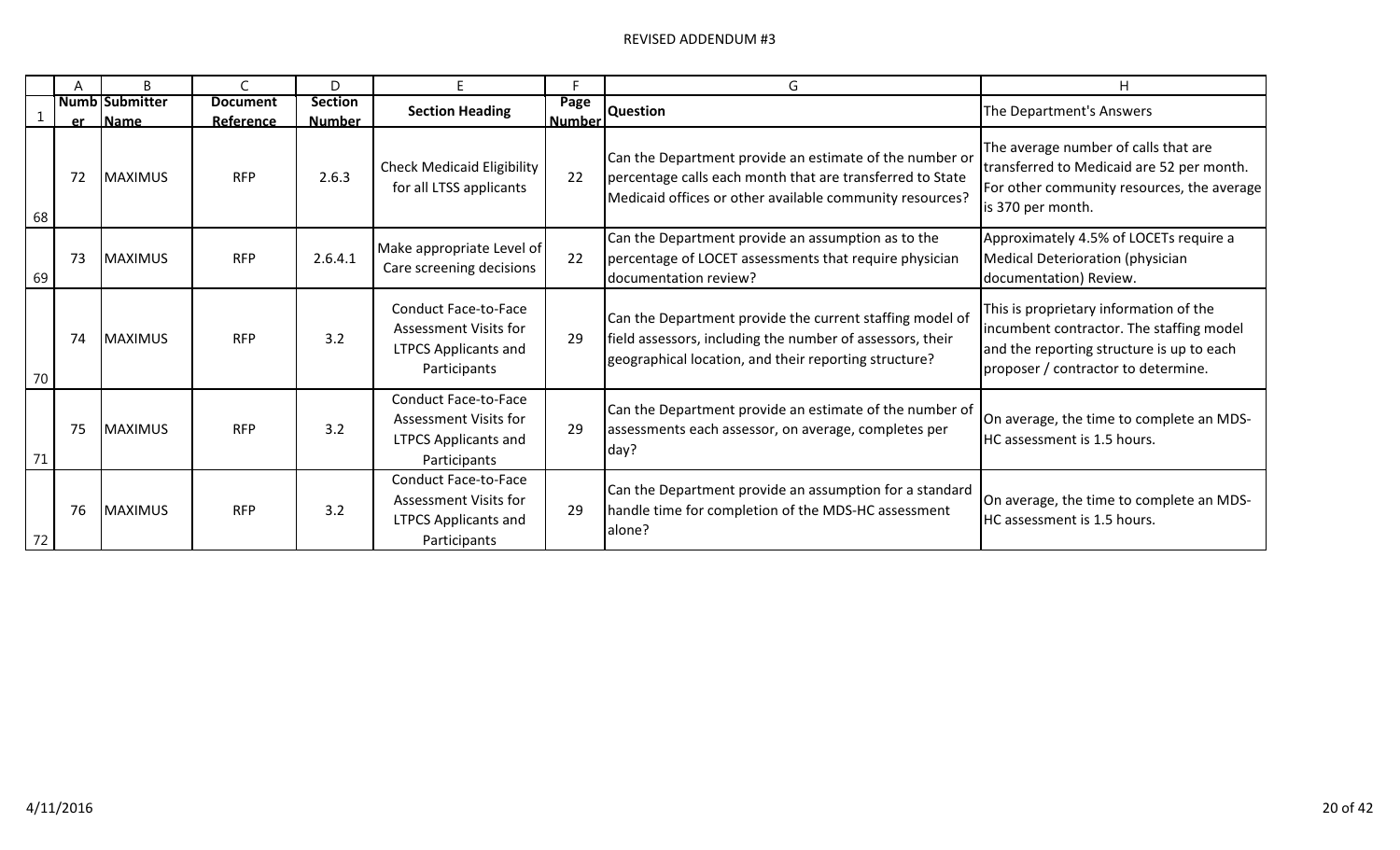REVISED ADDENDUM #3

| | A | B | C | D | E | F | G | H |
|---|---|---|---|---|---|---|---|---|
| 1 | Number | Submitter Name | Document Reference | Section Number | Section Heading | Page Number | Question | The Department's Answers |
| 68 | 72 | MAXIMUS | RFP | 2.6.3 | Check Medicaid Eligibility for all LTSS applicants | 22 | Can the Department provide an estimate of the number or percentage calls each month that are transferred to State Medicaid offices or other available community resources? | The average number of calls that are transferred to Medicaid are 52 per month. For other community resources, the average is 370 per month. |
| 69 | 73 | MAXIMUS | RFP | 2.6.4.1 | Make appropriate Level of Care screening decisions | 22 | Can the Department provide an assumption as to the percentage of LOCET assessments that require physician documentation review? | Approximately 4.5% of LOCETs require a Medical Deterioration (physician documentation) Review. |
| 70 | 74 | MAXIMUS | RFP | 3.2 | Conduct Face-to-Face Assessment Visits for LTPCS Applicants and Participants | 29 | Can the Department provide the current staffing model of field assessors, including the number of assessors, their geographical location, and their reporting structure? | This is proprietary information of the incumbent contractor. The staffing model and the reporting structure is up to each proposer / contractor to determine. |
| 71 | 75 | MAXIMUS | RFP | 3.2 | Conduct Face-to-Face Assessment Visits for LTPCS Applicants and Participants | 29 | Can the Department provide an estimate of the number of assessments each assessor, on average, completes per day? | On average, the time to complete an MDS-HC assessment is 1.5 hours. |
| 72 | 76 | MAXIMUS | RFP | 3.2 | Conduct Face-to-Face Assessment Visits for LTPCS Applicants and Participants | 29 | Can the Department provide an assumption for a standard handle time for completion of the MDS-HC assessment alone? | On average, the time to complete an MDS-HC assessment is 1.5 hours. |

4/11/2016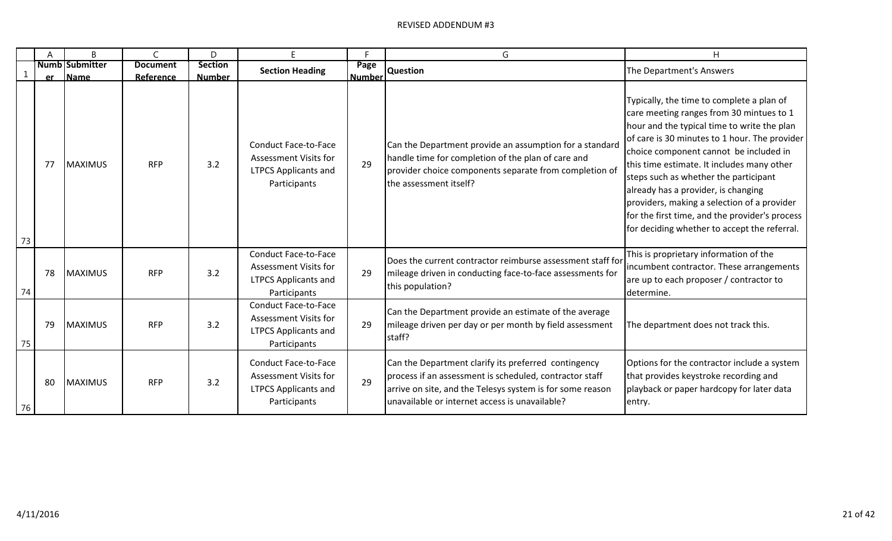# REVISED ADDENDUM #3

| | A | B | C | D | E | F | G | H |
|---|---|---|---|---|---|---|---|---|
| 1 | Number | Submitter Name | Document Reference | Section Number | Section Heading | Page Number | Question | The Department's Answers |
| 73 | 77 | MAXIMUS | RFP | 3.2 | Conduct Face-to-Face Assessment Visits for LTPCS Applicants and Participants | 29 | Can the Department provide an assumption for a standard handle time for completion of the plan of care and provider choice components separate from completion of the assessment itself? | Typically, the time to complete a plan of care meeting ranges from 30 mintues to 1 hour and the typical time to write the plan of care is 30 minutes to 1 hour. The provider choice component cannot be included in this time estimate. It includes many other steps such as whether the participant already has a provider, is changing providers, making a selection of a provider for the first time, and the provider's process for deciding whether to accept the referral. |
| 74 | 78 | MAXIMUS | RFP | 3.2 | Conduct Face-to-Face Assessment Visits for LTPCS Applicants and Participants | 29 | Does the current contractor reimburse assessment staff for mileage driven in conducting face-to-face assessments for this population? | This is proprietary information of the incumbent contractor. These arrangements are up to each proposer / contractor to determine. |
| 75 | 79 | MAXIMUS | RFP | 3.2 | Conduct Face-to-Face Assessment Visits for LTPCS Applicants and Participants | 29 | Can the Department provide an estimate of the average mileage driven per day or per month by field assessment staff? | The department does not track this. |
| 76 | 80 | MAXIMUS | RFP | 3.2 | Conduct Face-to-Face Assessment Visits for LTPCS Applicants and Participants | 29 | Can the Department clarify its preferred contingency process if an assessment is scheduled, contractor staff arrive on site, and the Telesys system is for some reason unavailable or internet access is unavailable? | Options for the contractor include a system that provides keystroke recording and playback or paper hardcopy for later data entry. |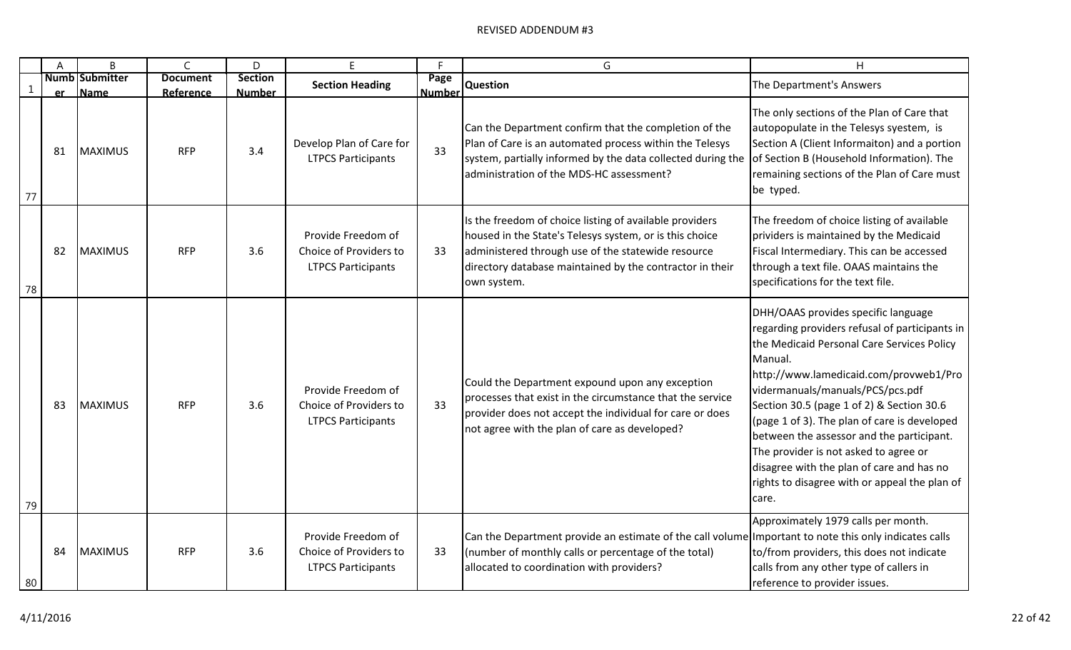REVISED ADDENDUM #3

| | A | B | C | D | E | F | G | H |
|---|---|---|---|---|---|---|---|---|
| 1 | Number | Submitter Name | Document Reference | Section Number | Section Heading | Page Number | Question | The Department's Answers |
| 77 | 81 | MAXIMUS | RFP | 3.4 | Develop Plan of Care for LTPCS Participants | 33 | Can the Department confirm that the completion of the Plan of Care is an automated process within the Telesys system, partially informed by the data collected during the administration of the MDS-HC assessment? | The only sections of the Plan of Care that autopopulate in the Telesys syestem, is Section A (Client Informaiton) and a portion of Section B (Household Information). The remaining sections of the Plan of Care must be typed. |
| 78 | 82 | MAXIMUS | RFP | 3.6 | Provide Freedom of Choice of Providers to LTPCS Participants | 33 | Is the freedom of choice listing of available providers housed in the State's Telesys system, or is this choice administered through use of the statewide resource directory database maintained by the contractor in their own system. | The freedom of choice listing of available prividers is maintained by the Medicaid Fiscal Intermediary. This can be accessed through a text file. OAAS maintains the specifications for the text file. |
| 79 | 83 | MAXIMUS | RFP | 3.6 | Provide Freedom of Choice of Providers to LTPCS Participants | 33 | Could the Department expound upon any exception processes that exist in the circumstance that the service provider does not accept the individual for care or does not agree with the plan of care as developed? | DHH/OAAS provides specific language regarding providers refusal of participants in the Medicaid Personal Care Services Policy Manual. http://www.lamedicaid.com/provweb1/Providermanuals/manuals/PCS/pcs.pdf Section 30.5 (page 1 of 2) & Section 30.6 (page 1 of 3). The plan of care is developed between the assessor and the participant. The provider is not asked to agree or disagree with the plan of care and has no rights to disagree with or appeal the plan of care. |
| 80 | 84 | MAXIMUS | RFP | 3.6 | Provide Freedom of Choice of Providers to LTPCS Participants | 33 | Can the Department provide an estimate of the call volume (number of monthly calls or percentage of the total) allocated to coordination with providers? | Approximately 1979 calls per month. Important to note this only indicates calls to/from providers, this does not indicate calls from any other type of callers in reference to provider issues. |

4/11/2016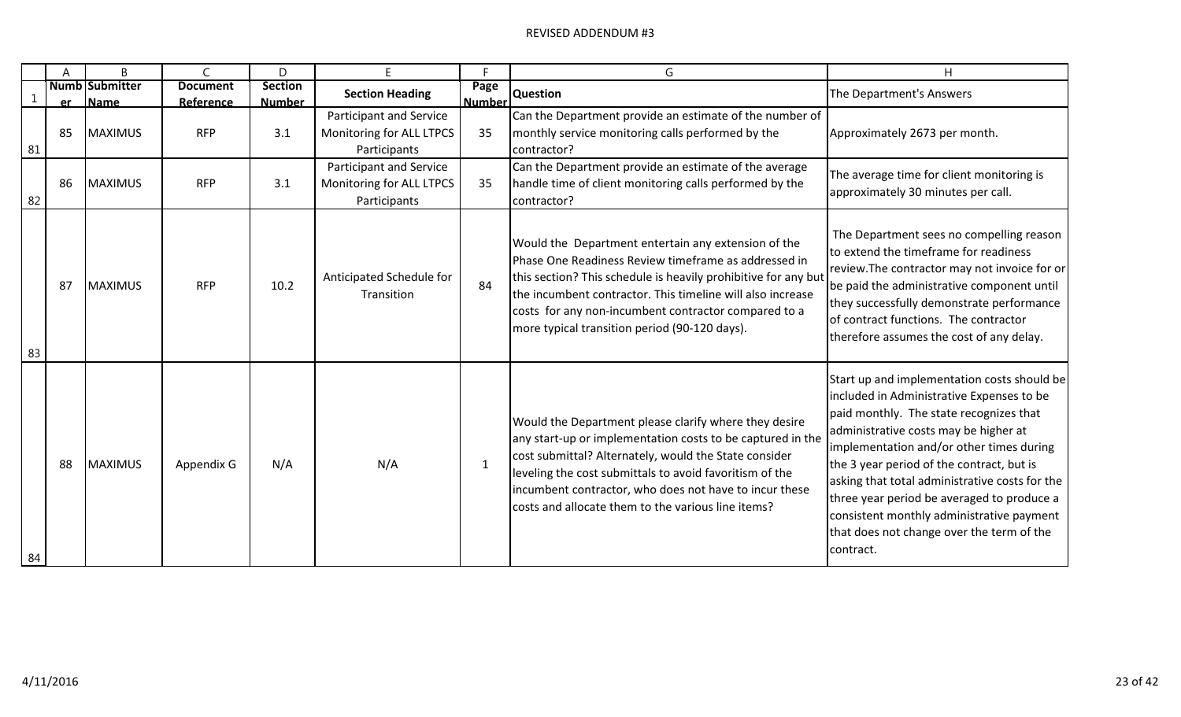# REVISED ADDENDUM #3

| | A | B | C | D | E | F | G | H |
|---|---|---|---|---|---|---|---|---|
| 1 | Number | Submitter Name | Document Reference | Section Number | Section Heading | Page Number | Question | The Department's Answers |
| 81 | 85 | MAXIMUS | RFP | 3.1 | Participant and Service Monitoring for ALL LTPCS Participants | 35 | Can the Department provide an estimate of the number of monthly service monitoring calls performed by the contractor? | Approximately 2673 per month. |
| 82 | 86 | MAXIMUS | RFP | 3.1 | Participant and Service Monitoring for ALL LTPCS Participants | 35 | Can the Department provide an estimate of the average handle time of client monitoring calls performed by the contractor? | The average time for client monitoring is approximately 30 minutes per call. |
| 83 | 87 | MAXIMUS | RFP | 10.2 | Anticipated Schedule for Transition | 84 | Would the Department entertain any extension of the Phase One Readiness Review timeframe as addressed in this section? This schedule is heavily prohibitive for any but the incumbent contractor. This timeline will also increase costs for any non-incumbent contractor compared to a more typical transition period (90-120 days). | The Department sees no compelling reason to extend the timeframe for readiness review.The contractor may not invoice for or be paid the administrative component until they successfully demonstrate performance of contract functions. The contractor therefore assumes the cost of any delay. |
| 84 | 88 | MAXIMUS | Appendix G | N/A | N/A | 1 | Would the Department please clarify where they desire any start-up or implementation costs to be captured in the cost submittal? Alternately, would the State consider leveling the cost submittals to avoid favoritism of the incumbent contractor, who does not have to incur these costs and allocate them to the various line items? | Start up and implementation costs should be included in Administrative Expenses to be paid monthly. The state recognizes that administrative costs may be higher at implementation and/or other times during the 3 year period of the contract, but is asking that total administrative costs for the three year period be averaged to produce a consistent monthly administrative payment that does not change over the term of the contract. |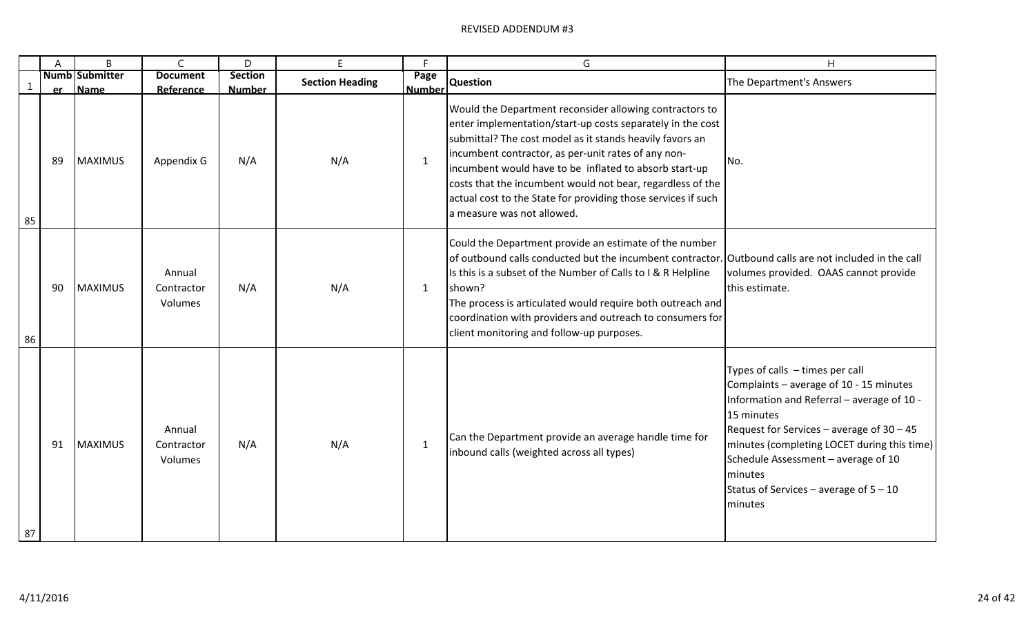# REVISED ADDENDUM #3

| Number | Submitter Name | Document Reference | Section Number | Section Heading | Page Number | Question | The Department's Answers |
|---|---|---|---|---|---|---|---|
| 89 | MAXIMUS | Appendix G | N/A | N/A | 1 | Would the Department reconsider allowing contractors to enter implementation/start-up costs separately in the cost submittal? The cost model as it stands heavily favors an incumbent contractor, as per-unit rates of any non-incumbent would have to be inflated to absorb start-up costs that the incumbent would not bear, regardless of the actual cost to the State for providing those services if such a measure was not allowed. | No. |
| 90 | MAXIMUS | Annual Contractor Volumes | N/A | N/A | 1 | Could the Department provide an estimate of the number of outbound calls conducted but the incumbent contractor. Is this is a subset of the Number of Calls to I & R Helpline shown?<br>The process is articulated would require both outreach and coordination with providers and outreach to consumers for client monitoring and follow-up purposes. | Outbound calls are not included in the call volumes provided. OAAS cannot provide this estimate. |
| 91 | MAXIMUS | Annual Contractor Volumes | N/A | N/A | 1 | Can the Department provide an average handle time for inbound calls (weighted across all types) | Types of calls – times per call<br>Complaints – average of 10 - 15 minutes<br>Information and Referral – average of 10 - 15 minutes<br>Request for Services – average of 30 – 45 minutes (completing LOCET during this time)<br>Schedule Assessment – average of 10 minutes<br>Status of Services – average of 5 – 10 minutes |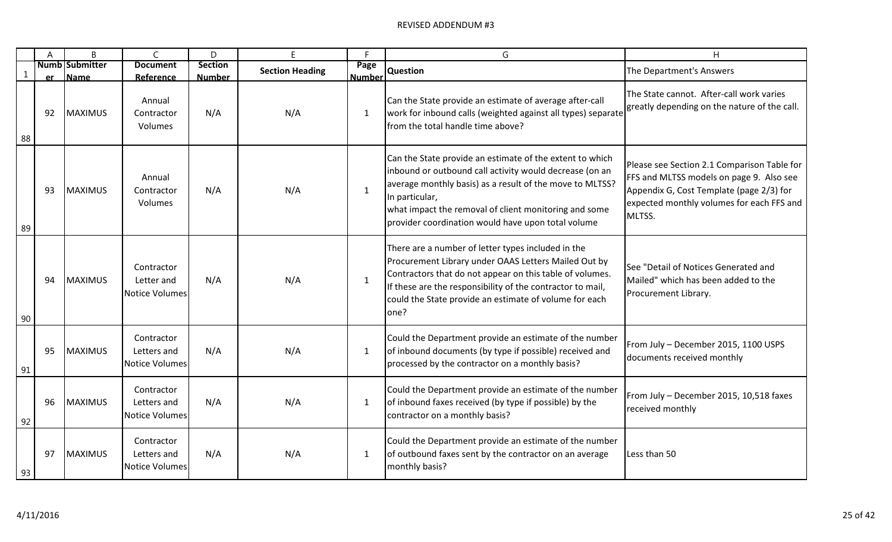REVISED ADDENDUM #3

| | A | B | C | D | E | F | G | H |
|---|---|---|---|---|---|---|---|---|
| 1 | Number | Submitter Name | Document Reference | Section Number | Section Heading | Page Number | Question | The Department's Answers |
| 88 | 92 | MAXIMUS | Annual Contractor Volumes | N/A | N/A | 1 | Can the State provide an estimate of average after-call work for inbound calls (weighted against all types) separate from the total handle time above? | The State cannot. After-call work varies greatly depending on the nature of the call. |
| 89 | 93 | MAXIMUS | Annual Contractor Volumes | N/A | N/A | 1 | Can the State provide an estimate of the extent to which inbound or outbound call activity would decrease (on an average monthly basis) as a result of the move to MLTSS? In particular, what impact the removal of client monitoring and some provider coordination would have upon total volume | Please see Section 2.1 Comparison Table for FFS and MLTSS models on page 9. Also see Appendix G, Cost Template (page 2/3) for expected monthly volumes for each FFS and MLTSS. |
| 90 | 94 | MAXIMUS | Contractor Letter and Notice Volumes | N/A | N/A | 1 | There are a number of letter types included in the Procurement Library under OAAS Letters Mailed Out by Contractors that do not appear on this table of volumes. If these are the responsibility of the contractor to mail, could the State provide an estimate of volume for each one? | See "Detail of Notices Generated and Mailed" which has been added to the Procurement Library. |
| 91 | 95 | MAXIMUS | Contractor Letters and Notice Volumes | N/A | N/A | 1 | Could the Department provide an estimate of the number of inbound documents (by type if possible) received and processed by the contractor on a monthly basis? | From July – December 2015, 1100 USPS documents received monthly |
| 92 | 96 | MAXIMUS | Contractor Letters and Notice Volumes | N/A | N/A | 1 | Could the Department provide an estimate of the number of inbound faxes received (by type if possible) by the contractor on a monthly basis? | From July – December 2015, 10,518 faxes received monthly |
| 93 | 97 | MAXIMUS | Contractor Letters and Notice Volumes | N/A | N/A | 1 | Could the Department provide an estimate of the number of outbound faxes sent by the contractor on an average monthly basis? | Less than 50 |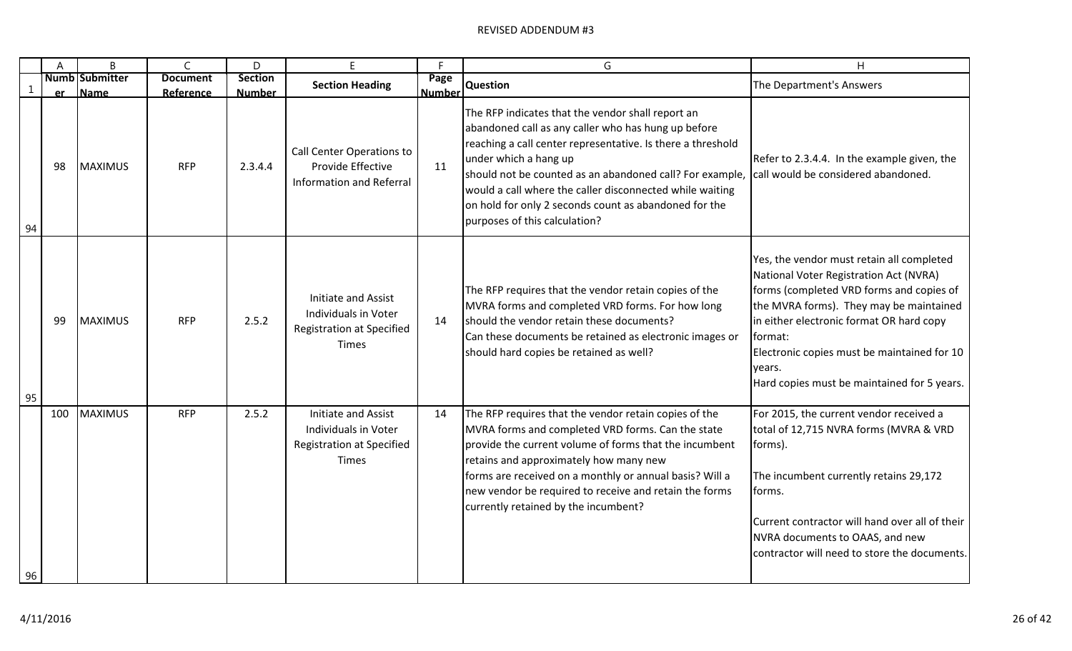REVISED ADDENDUM #3

| Number | Submitter Name | Document Reference | Section Number | Section Heading | Page Number | Question | The Department's Answers |
|---|---|---|---|---|---|---|---|
| 98 | MAXIMUS | RFP | 2.3.4.4 | Call Center Operations to Provide Effective Information and Referral | 11 | The RFP indicates that the vendor shall report an abandoned call as any caller who has hung up before reaching a call center representative. Is there a threshold under which a hang up should not be counted as an abandoned call? For example, would a call where the caller disconnected while waiting on hold for only 2 seconds count as abandoned for the purposes of this calculation? | Refer to 2.3.4.4. In the example given, the call would be considered abandoned. |
| 99 | MAXIMUS | RFP | 2.5.2 | Initiate and Assist Individuals in Voter Registration at Specified Times | 14 | The RFP requires that the vendor retain copies of the MVRA forms and completed VRD forms. For how long should the vendor retain these documents? Can these documents be retained as electronic images or should hard copies be retained as well? | Yes, the vendor must retain all completed National Voter Registration Act (NVRA) forms (completed VRD forms and copies of the MVRA forms). They may be maintained in either electronic format OR hard copy format: Electronic copies must be maintained for 10 years. Hard copies must be maintained for 5 years. |
| 100 | MAXIMUS | RFP | 2.5.2 | Initiate and Assist Individuals in Voter Registration at Specified Times | 14 | The RFP requires that the vendor retain copies of the MVRA forms and completed VRD forms. Can the state provide the current volume of forms that the incumbent retains and approximately how many new forms are received on a monthly or annual basis? Will a new vendor be required to receive and retain the forms currently retained by the incumbent? | For 2015, the current vendor received a total of 12,715 NVRA forms (MVRA & VRD forms). The incumbent currently retains 29,172 forms. Current contractor will hand over all of their NVRA documents to OAAS, and new contractor will need to store the documents. |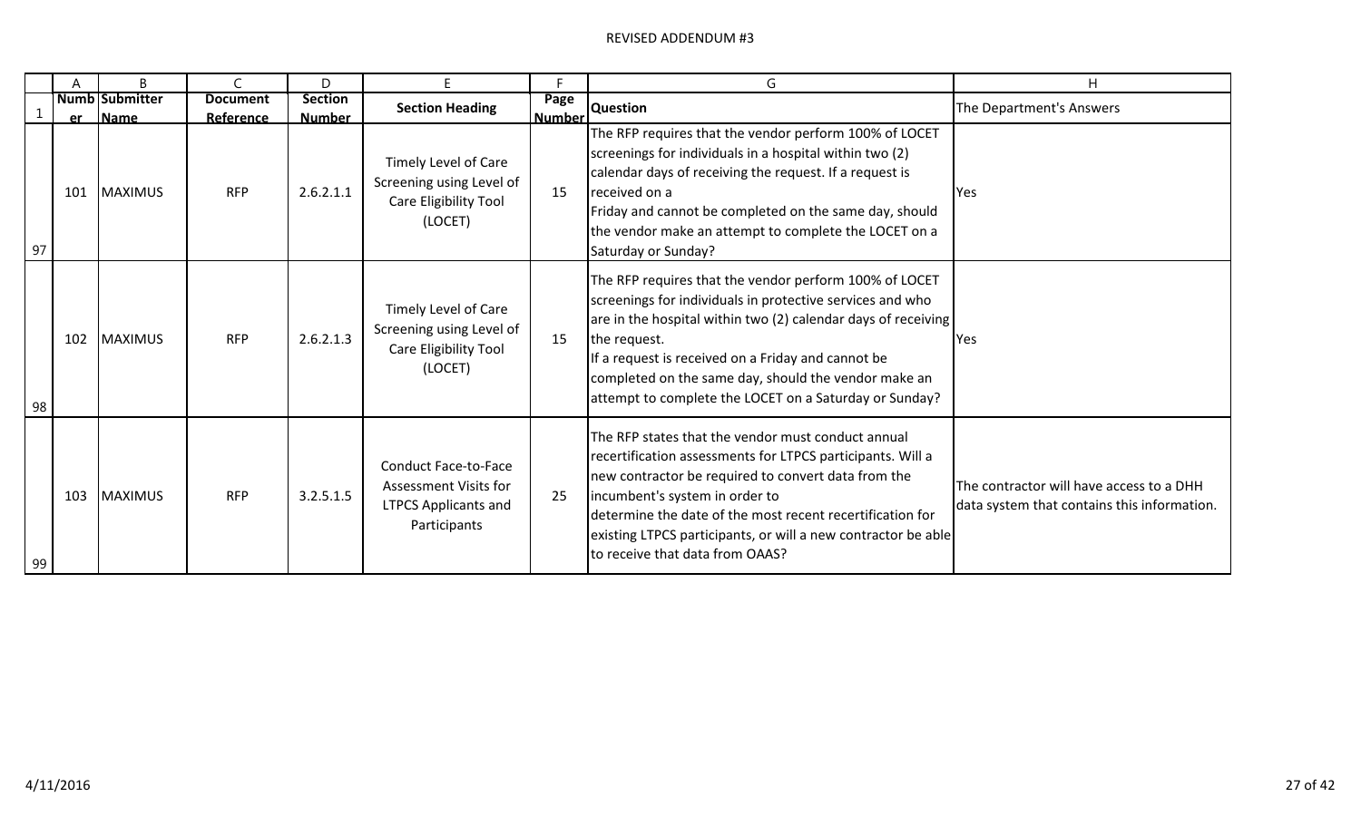# REVISED ADDENDUM #3

| | A | B | C | D | E | F | G | H |
|---|---|---|---|---|---|---|---|---|
| 1 | Number | Submitter Name | Document Reference | Section Number | Section Heading | Page Number | Question | The Department's Answers |
| 97 | 101 | MAXIMUS | RFP | 2.6.2.1.1 | Timely Level of Care Screening using Level of Care Eligibility Tool (LOCET) | 15 | The RFP requires that the vendor perform 100% of LOCET screenings for individuals in a hospital within two (2) calendar days of receiving the request. If a request is received on a Friday and cannot be completed on the same day, should the vendor make an attempt to complete the LOCET on a Saturday or Sunday? | Yes |
| 98 | 102 | MAXIMUS | RFP | 2.6.2.1.3 | Timely Level of Care Screening using Level of Care Eligibility Tool (LOCET) | 15 | The RFP requires that the vendor perform 100% of LOCET screenings for individuals in protective services and who are in the hospital within two (2) calendar days of receiving the request. If a request is received on a Friday and cannot be completed on the same day, should the vendor make an attempt to complete the LOCET on a Saturday or Sunday? | Yes |
| 99 | 103 | MAXIMUS | RFP | 3.2.5.1.5 | Conduct Face-to-Face Assessment Visits for LTPCS Applicants and Participants | 25 | The RFP states that the vendor must conduct annual recertification assessments for LTPCS participants. Will a new contractor be required to convert data from the incumbent's system in order to determine the date of the most recent recertification for existing LTPCS participants, or will a new contractor be able to receive that data from OAAS? | The contractor will have access to a DHH data system that contains this information. |

4/11/2016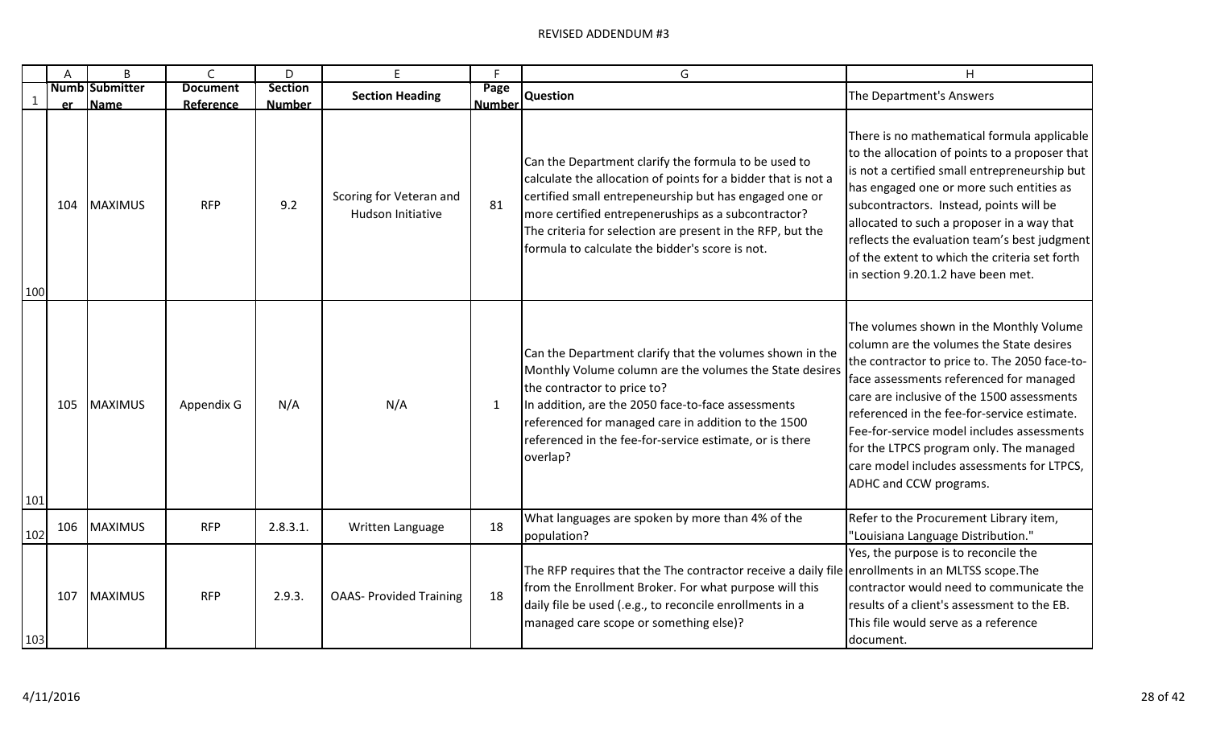# REVISED ADDENDUM #3

| | A | B | C | D | E | F | G | H |
|---|---|---|---|---|---|---|---|---|
| 1 | Number | Submitter Name | Document Reference | Section Number | Section Heading | Page Number | Question | The Department's Answers |
| 100 | 104 | MAXIMUS | RFP | 9.2 | Scoring for Veteran and Hudson Initiative | 81 | Can the Department clarify the formula to be used to calculate the allocation of points for a bidder that is not a certified small entrepeneurship but has engaged one or more certified entrepeneruships as a subcontractor? The criteria for selection are present in the RFP, but the formula to calculate the bidder's score is not. | There is no mathematical formula applicable to the allocation of points to a proposer that is not a certified small entrepreneurship but has engaged one or more such entities as subcontractors. Instead, points will be allocated to such a proposer in a way that reflects the evaluation team's best judgment of the extent to which the criteria set forth in section 9.20.1.2 have been met. |
| 101 | 105 | MAXIMUS | Appendix G | N/A | N/A | 1 | Can the Department clarify that the volumes shown in the Monthly Volume column are the volumes the State desires the contractor to price to? In addition, are the 2050 face-to-face assessments referenced for managed care in addition to the 1500 referenced in the fee-for-service estimate, or is there overlap? | The volumes shown in the Monthly Volume column are the volumes the State desires the contractor to price to. The 2050 face-to-face assessments referenced for managed care are inclusive of the 1500 assessments referenced in the fee-for-service estimate. Fee-for-service model includes assessments for the LTPCS program only. The managed care model includes assessments for LTPCS, ADHC and CCW programs. |
| 102 | 106 | MAXIMUS | RFP | 2.8.3.1. | Written Language | 18 | What languages are spoken by more than 4% of the population? | Refer to the Procurement Library item, "Louisiana Language Distribution." |
| 103 | 107 | MAXIMUS | RFP | 2.9.3. | OAAS- Provided Training | 18 | The RFP requires that the The contractor receive a daily file from the Enrollment Broker. For what purpose will this daily file be used (.e.g., to reconcile enrollments in a managed care scope or something else)? | Yes, the purpose is to reconcile the enrollments in an MLTSS scope.The contractor would need to communicate the results of a client's assessment to the EB. This file would serve as a reference document. |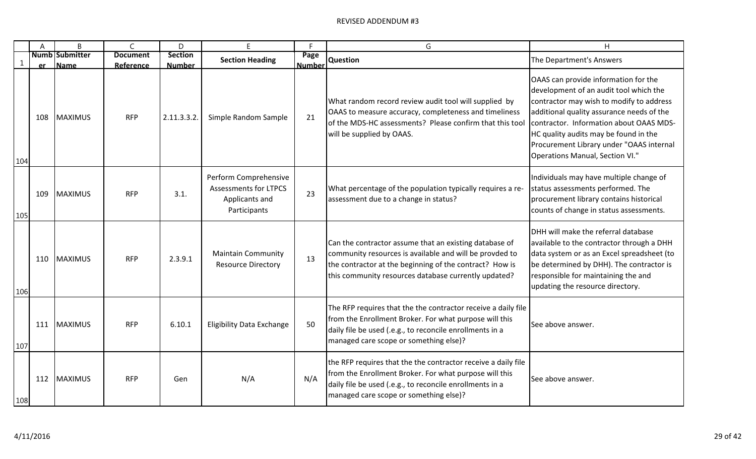# REVISED ADDENDUM #3

| | A | B | C | D | E | F | G | H |
|---|---|---|---|---|---|---|---|---|
| 1 | Number | Submitter Name | Document Reference | Section Number | Section Heading | Page Number | Question | The Department's Answers |
| 104 | 108 | MAXIMUS | RFP | 2.11.3.3.2. | Simple Random Sample | 21 | What random record review audit tool will supplied by OAAS to measure accuracy, completeness and timeliness of the MDS-HC assessments? Please confirm that this tool will be supplied by OAAS. | OAAS can provide information for the development of an audit tool which the contractor may wish to modify to address additional quality assurance needs of the contractor. Information about OAAS MDS-HC quality audits may be found in the Procurement Library under "OAAS internal Operations Manual, Section VI." |
| 105 | 109 | MAXIMUS | RFP | 3.1. | Perform Comprehensive Assessments for LTPCS Applicants and Participants | 23 | What percentage of the population typically requires a re-assessment due to a change in status? | Individuals may have multiple change of status assessments performed. The procurement library contains historical counts of change in status assessments. |
| 106 | 110 | MAXIMUS | RFP | 2.3.9.1 | Maintain Community Resource Directory | 13 | Can the contractor assume that an existing database of community resources is available and will be provded to the contractor at the beginning of the contract? How is this community resources database currently updated? | DHH will make the referral database available to the contractor through a DHH data system or as an Excel spreadsheet (to be determined by DHH). The contractor is responsible for maintaining the and updating the resource directory. |
| 107 | 111 | MAXIMUS | RFP | 6.10.1 | Eligibility Data Exchange | 50 | The RFP requires that the the contractor receive a daily file from the Enrollment Broker. For what purpose will this daily file be used (.e.g., to reconcile enrollments in a managed care scope or something else)? | See above answer. |
| 108 | 112 | MAXIMUS | RFP | Gen | N/A | N/A | the RFP requires that the the contractor receive a daily file from the Enrollment Broker. For what purpose will this daily file be used (.e.g., to reconcile enrollments in a managed care scope or something else)? | See above answer. |

4/11/2016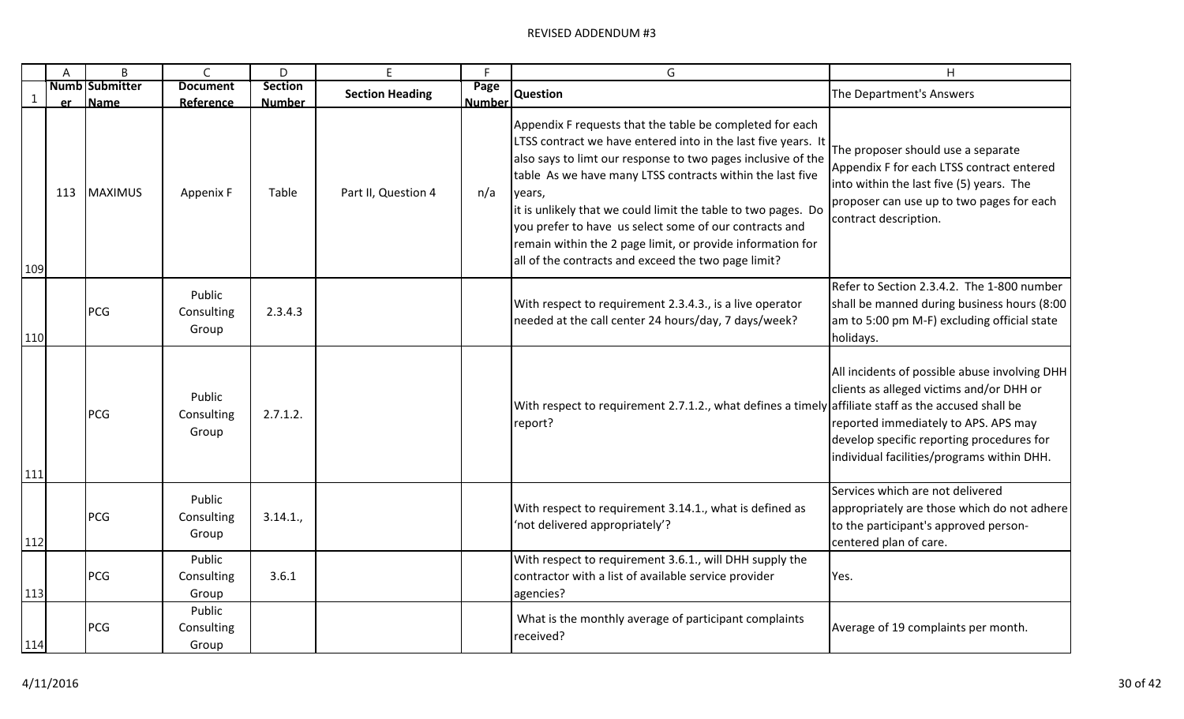# REVISED ADDENDUM #3

| | A | B | C | D | E | F | G | H |
|---|---|---|---|---|---|---|---|---|
| 1 | Number | Submitter Name | Document Reference | Section Number | Section Heading | Page Number | Question | The Department's Answers |
| 109 | 113 | MAXIMUS | Appenix F | Table | Part II, Question 4 | n/a | Appendix F requests that the table be completed for each LTSS contract we have entered into in the last five years. It also says to limt our response to two pages inclusive of the table As we have many LTSS contracts within the last five years, it is unlikely that we could limit the table to two pages. Do you prefer to have us select some of our contracts and remain within the 2 page limit, or provide information for all of the contracts and exceed the two page limit? | The proposer should use a separate Appendix F for each LTSS contract entered into within the last five (5) years. The proposer can use up to two pages for each contract description. |
| 110 | | PCG | Public Consulting Group | 2.3.4.3 | | | With respect to requirement 2.3.4.3., is a live operator needed at the call center 24 hours/day, 7 days/week? | Refer to Section 2.3.4.2. The 1-800 number shall be manned during business hours (8:00 am to 5:00 pm M-F) excluding official state holidays. |
| 111 | | PCG | Public Consulting Group | 2.7.1.2. | | | With respect to requirement 2.7.1.2., what defines a timely report? | All incidents of possible abuse involving DHH clients as alleged victims and/or DHH or affiliate staff as the accused shall be reported immediately to APS. APS may develop specific reporting procedures for individual facilities/programs within DHH. |
| 112 | | PCG | Public Consulting Group | 3.14.1., | | | With respect to requirement 3.14.1., what is defined as 'not delivered appropriately'? | Services which are not delivered appropriately are those which do not adhere to the participant's approved person-centered plan of care. |
| 113 | | PCG | Public Consulting Group | 3.6.1 | | | With respect to requirement 3.6.1., will DHH supply the contractor with a list of available service provider agencies? | Yes. |
| 114 | | PCG | Public Consulting Group | | | | What is the monthly average of participant complaints received? | Average of 19 complaints per month. |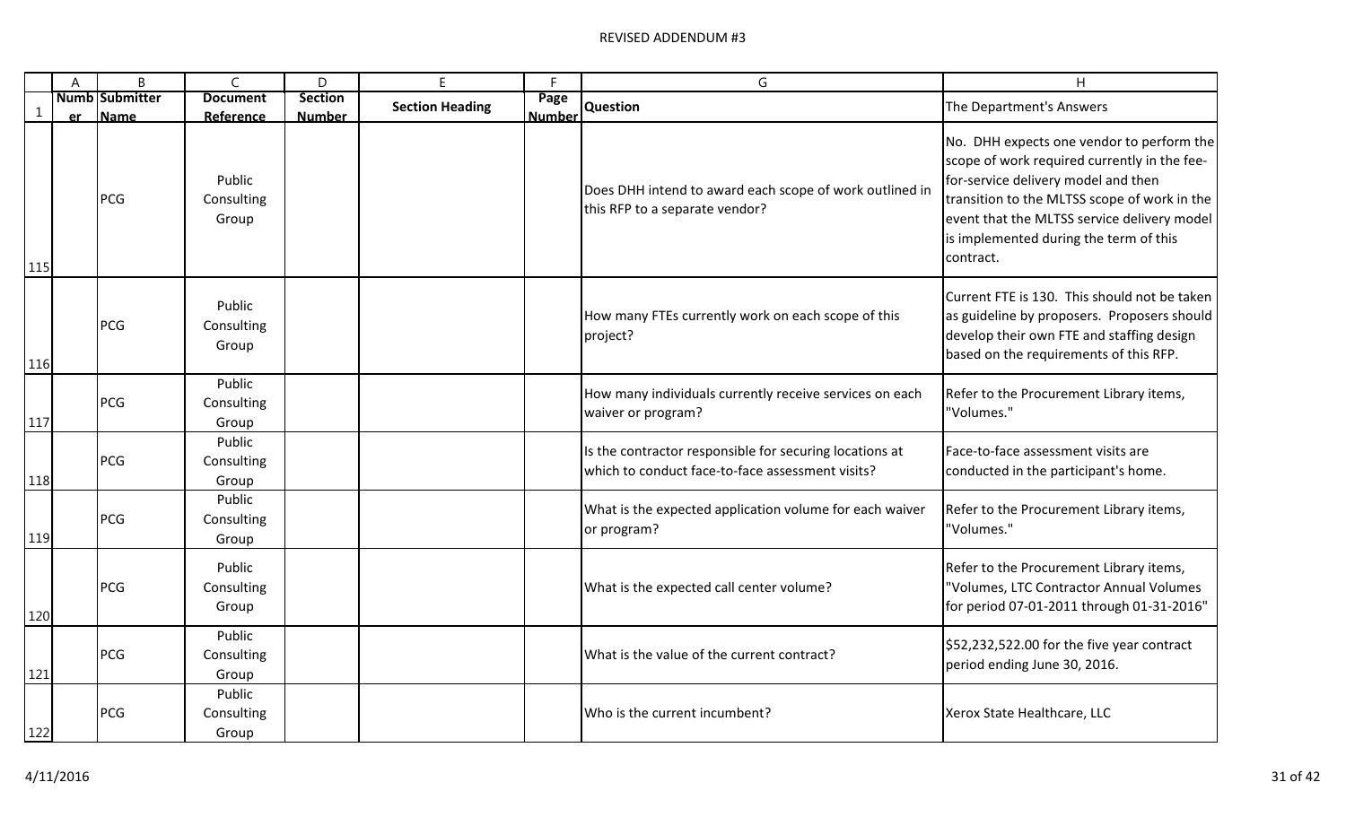# REVISED ADDENDUM #3

| | A | B | C | D | E | F | G | H |
|---|---|---|---|---|---|---|---|---|
| 1 | Number | Submitter Name | Document Reference | Section Number | Section Heading | Page Number | Question | The Department's Answers |
| 115 | | PCG | Public Consulting Group | | | | Does DHH intend to award each scope of work outlined in this RFP to a separate vendor? | No. DHH expects one vendor to perform the scope of work required currently in the fee-for-service delivery model and then transition to the MLTSS scope of work in the event that the MLTSS service delivery model is implemented during the term of this contract. |
| 116 | | PCG | Public Consulting Group | | | | How many FTEs currently work on each scope of this project? | Current FTE is 130. This should not be taken as guideline by proposers. Proposers should develop their own FTE and staffing design based on the requirements of this RFP. |
| 117 | | PCG | Public Consulting Group | | | | How many individuals currently receive services on each waiver or program? | Refer to the Procurement Library items, "Volumes." |
| 118 | | PCG | Public Consulting Group | | | | Is the contractor responsible for securing locations at which to conduct face-to-face assessment visits? | Face-to-face assessment visits are conducted in the participant's home. |
| 119 | | PCG | Public Consulting Group | | | | What is the expected application volume for each waiver or program? | Refer to the Procurement Library items, "Volumes." |
| 120 | | PCG | Public Consulting Group | | | | What is the expected call center volume? | Refer to the Procurement Library items, "Volumes, LTC Contractor Annual Volumes for period 07-01-2011 through 01-31-2016" |
| 121 | | PCG | Public Consulting Group | | | | What is the value of the current contract? | $52,232,522.00 for the five year contract period ending June 30, 2016. |
| 122 | | PCG | Public Consulting Group | | | | Who is the current incumbent? | Xerox State Healthcare, LLC |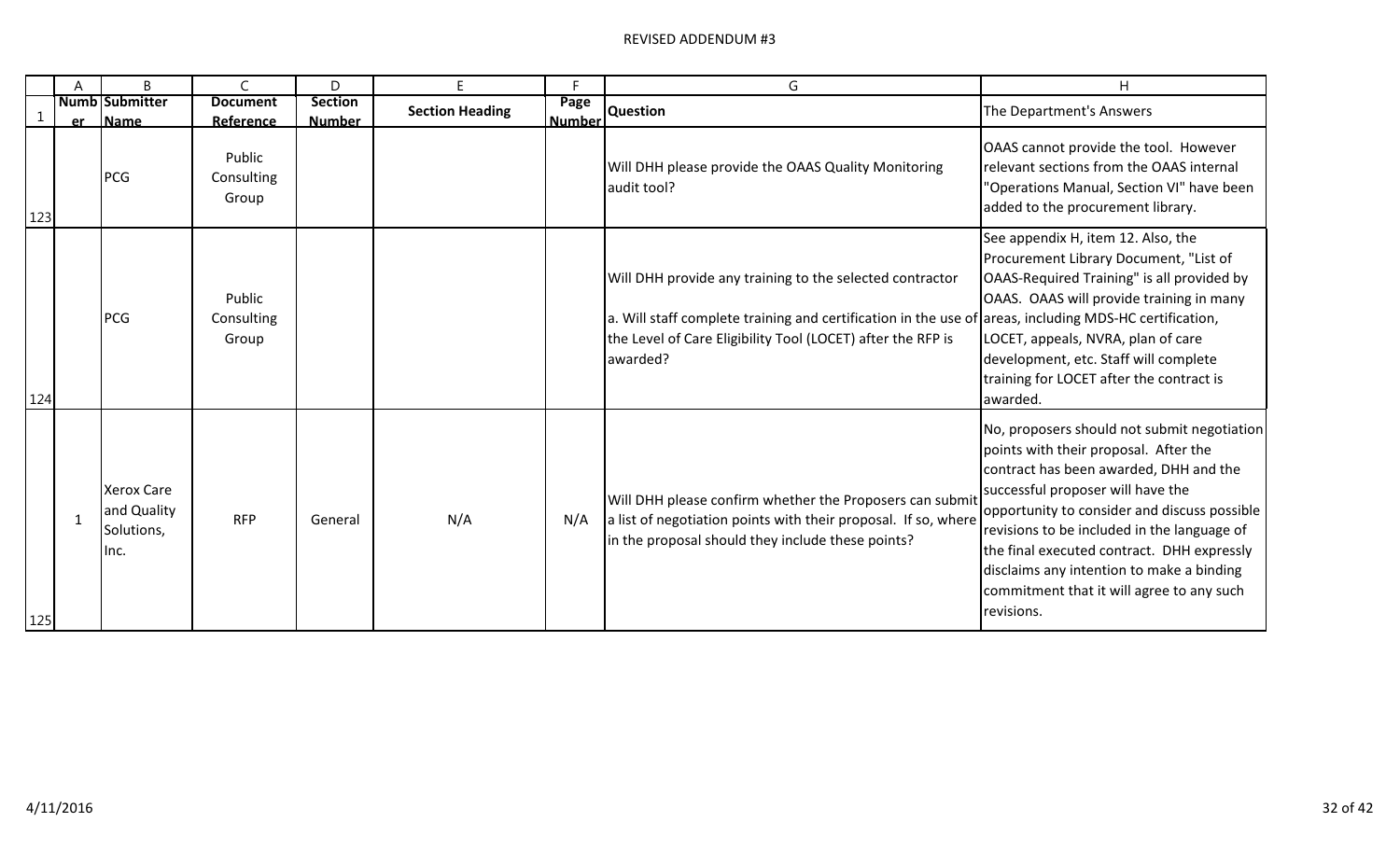## REVISED ADDENDUM #3

| | A | B | C | D | E | F | G | H |
|---|---|---|---|---|---|---|---|---|
| 1 | Number | Submitter Name | Document Reference | Section Number | Section Heading | Page Number | Question | The Department's Answers |
| 123 | | PCG | Public Consulting Group | | | | Will DHH please provide the OAAS Quality Monitoring audit tool? | OAAS cannot provide the tool. However relevant sections from the OAAS internal "Operations Manual, Section VI" have been added to the procurement library. |
| 124 | | PCG | Public Consulting Group | | | | Will DHH provide any training to the selected contractor<br><br>a. Will staff complete training and certification in the use of the Level of Care Eligibility Tool (LOCET) after the RFP is awarded? | See appendix H, item 12. Also, the Procurement Library Document, "List of OAAS-Required Training" is all provided by OAAS. OAAS will provide training in many areas, including MDS-HC certification, LOCET, appeals, NVRA, plan of care development, etc. Staff will complete training for LOCET after the contract is awarded. |
| 125 | 1 | Xerox Care and Quality Solutions, Inc. | RFP | General | N/A | N/A | Will DHH please confirm whether the Proposers can submit a list of negotiation points with their proposal. If so, where in the proposal should they include these points? | No, proposers should not submit negotiation points with their proposal. After the contract has been awarded, DHH and the successful proposer will have the opportunity to consider and discuss possible revisions to be included in the language of the final executed contract. DHH expressly disclaims any intention to make a binding commitment that it will agree to any such revisions. |

4/11/2016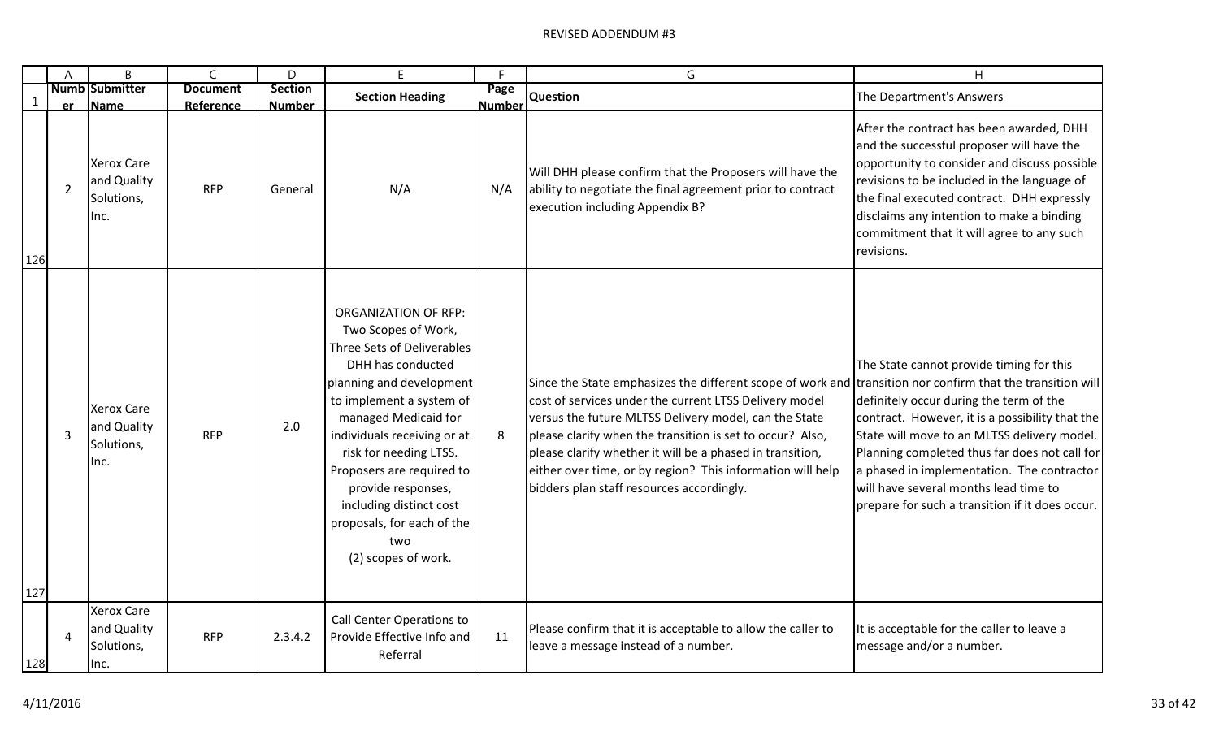# REVISED ADDENDUM #3

| Number | Submitter Name | Document Reference | Section Number | Section Heading | Page Number | Question | The Department's Answers |
|---|---|---|---|---|---|---|---|
| 2 | Xerox Care and Quality Solutions, Inc. | RFP | General | N/A | N/A | Will DHH please confirm that the Proposers will have the ability to negotiate the final agreement prior to contract execution including Appendix B? | After the contract has been awarded, DHH and the successful proposer will have the opportunity to consider and discuss possible revisions to be included in the language of the final executed contract. DHH expressly disclaims any intention to make a binding commitment that it will agree to any such revisions. |
| 3 | Xerox Care and Quality Solutions, Inc. | RFP | 2.0 | ORGANIZATION OF RFP: Two Scopes of Work, Three Sets of Deliverables DHH has conducted planning and development to implement a system of managed Medicaid for individuals receiving or at risk for needing LTSS. Proposers are required to provide responses, including distinct cost proposals, for each of the two (2) scopes of work. | 8 | Since the State emphasizes the different scope of work and cost of services under the current LTSS Delivery model versus the future MLTSS Delivery model, can the State please clarify when the transition is set to occur? Also, please clarify whether it will be a phased in transition, either over time, or by region? This information will help bidders plan staff resources accordingly. | The State cannot provide timing for this transition nor confirm that the transition will definitely occur during the term of the contract. However, it is a possibility that the State will move to an MLTSS delivery model. Planning completed thus far does not call for a phased in implementation. The contractor will have several months lead time to prepare for such a transition if it does occur. |
| 4 | Xerox Care and Quality Solutions, Inc. | RFP | 2.3.4.2 | Call Center Operations to Provide Effective Info and Referral | 11 | Please confirm that it is acceptable to allow the caller to leave a message instead of a number. | It is acceptable for the caller to leave a message and/or a number. |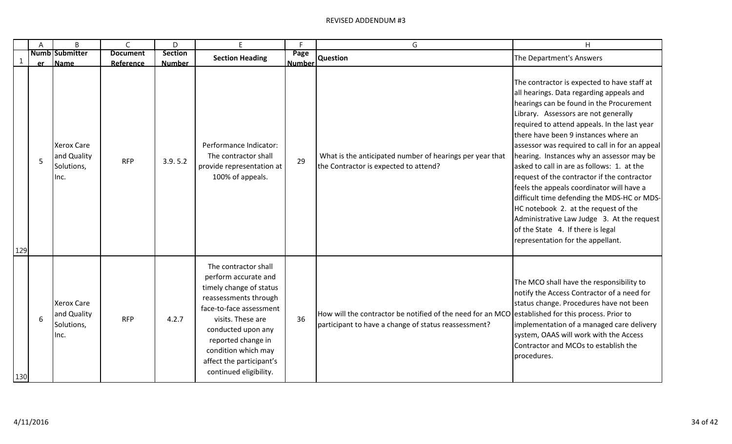# REVISED ADDENDUM #3

| Number | Submitter Name | Document Reference | Section Number | Section Heading | Page Number | Question | The Department's Answers |
|---|---|---|---|---|---|---|---|
| 5 | Xerox Care and Quality Solutions, Inc. | RFP | 3.9. 5.2 | Performance Indicator: The contractor shall provide representation at 100% of appeals. | 29 | What is the anticipated number of hearings per year that the Contractor is expected to attend? | The contractor is expected to have staff at all hearings. Data regarding appeals and hearings can be found in the Procurement Library. Assessors are not generally required to attend appeals. In the last year there have been 9 instances where an assessor was required to call in for an appeal hearing. Instances why an assessor may be asked to call in are as follows: 1. at the request of the contractor if the contractor feels the appeals coordinator will have a difficult time defending the MDS-HC or MDS-HC notebook 2. at the request of the Administrative Law Judge 3. At the request of the State 4. If there is legal representation for the appellant. |
| 6 | Xerox Care and Quality Solutions, Inc. | RFP | 4.2.7 | The contractor shall perform accurate and timely change of status reassessments through face-to-face assessment visits. These are conducted upon any reported change in condition which may affect the participant's continued eligibility. | 36 | How will the contractor be notified of the need for an MCO participant to have a change of status reassessment? | The MCO shall have the responsibility to notify the Access Contractor of a need for status change. Procedures have not been established for this process. Prior to implementation of a managed care delivery system, OAAS will work with the Access Contractor and MCOs to establish the procedures. |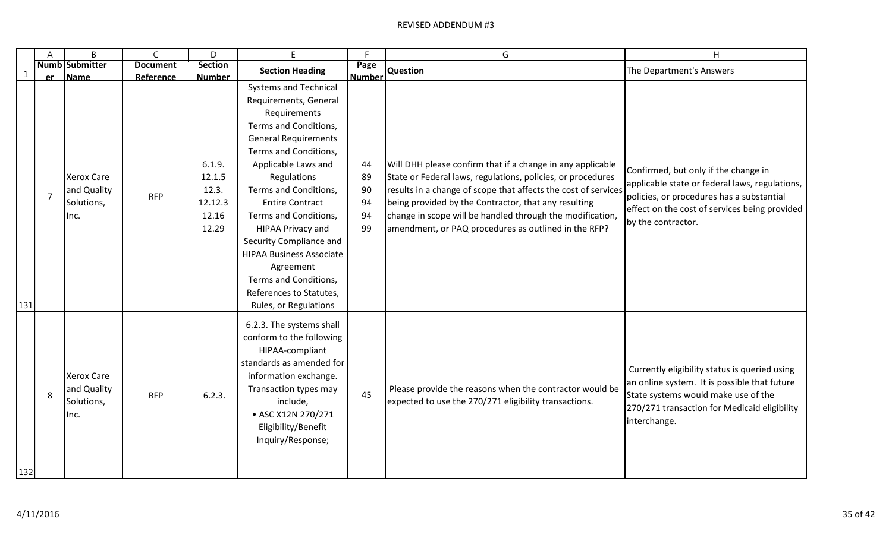REVISED ADDENDUM #3

| | A | B | C | D | E | F | G | H |
|---|---|---|---|---|---|---|---|---|
| 1 | Number | Submitter Name | Document Reference | Section Number | Section Heading | Page Number | Question | The Department's Answers |
| 131 | 7 | Xerox Care and Quality Solutions, Inc. | RFP | 6.1.9.<br>12.1.5<br>12.3.<br>12.12.3<br>12.16<br>12.29 | Systems and Technical Requirements, General Requirements<br>Terms and Conditions, General Requirements<br>Terms and Conditions, Applicable Laws and Regulations<br>Terms and Conditions, Entire Contract<br>Terms and Conditions, HIPAA Privacy and Security Compliance and HIPAA Business Associate Agreement<br>Terms and Conditions, References to Statutes, Rules, or Regulations | 44<br>89<br>90<br>94<br>94<br>99 | Will DHH please confirm that if a change in any applicable State or Federal laws, regulations, policies, or procedures results in a change of scope that affects the cost of services being provided by the Contractor, that any resulting change in scope will be handled through the modification, amendment, or PAQ procedures as outlined in the RFP? | Confirmed, but only if the change in applicable state or federal laws, regulations, policies, or procedures has a substantial effect on the cost of services being provided by the contractor. |
| 132 | 8 | Xerox Care and Quality Solutions, Inc. | RFP | 6.2.3. | 6.2.3. The systems shall conform to the following HIPAA-compliant standards as amended for information exchange. Transaction types may include,<br>• ASC X12N 270/271 Eligibility/Benefit Inquiry/Response; | 45 | Please provide the reasons when the contractor would be expected to use the 270/271 eligibility transactions. | Currently eligibility status is queried using an online system. It is possible that future State systems would make use of the 270/271 transaction for Medicaid eligibility interchange. |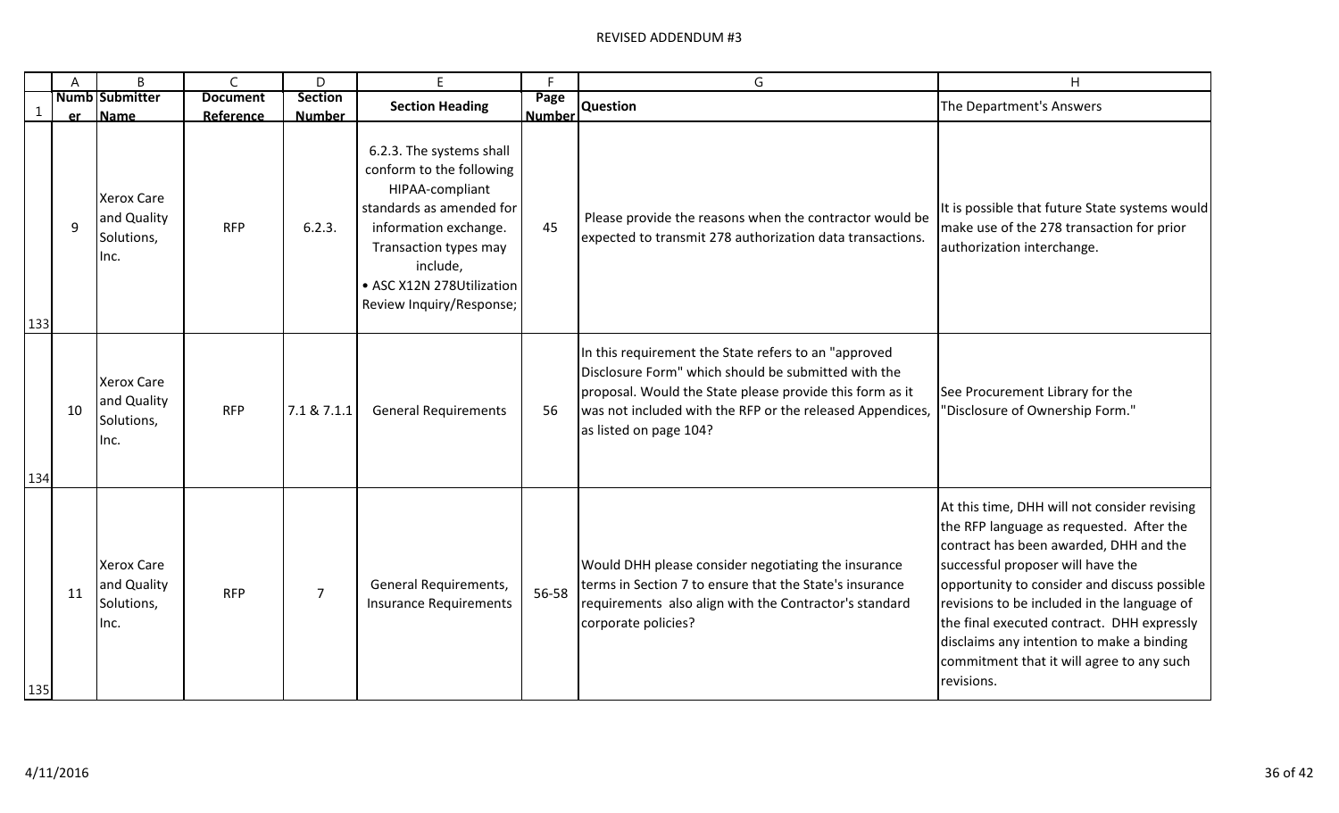REVISED ADDENDUM #3

| | A | B | C | D | E | F | G | H |
|---|---|---|---|---|---|---|---|---|
| 1 | Number | Submitter Name | Document Reference | Section Number | Section Heading | Page Number | Question | The Department's Answers |
| 133 | 9 | Xerox Care and Quality Solutions, Inc. | RFP | 6.2.3. | 6.2.3. The systems shall conform to the following HIPAA-compliant standards as amended for information exchange. Transaction types may include, • ASC X12N 278Utilization Review Inquiry/Response; | 45 | Please provide the reasons when the contractor would be expected to transmit 278 authorization data transactions. | It is possible that future State systems would make use of the 278 transaction for prior authorization interchange. |
| 134 | 10 | Xerox Care and Quality Solutions, Inc. | RFP | 7.1 & 7.1.1 | General Requirements | 56 | In this requirement the State refers to an "approved Disclosure Form" which should be submitted with the proposal. Would the State please provide this form as it was not included with the RFP or the released Appendices, as listed on page 104? | See Procurement Library for the "Disclosure of Ownership Form." |
| 135 | 11 | Xerox Care and Quality Solutions, Inc. | RFP | 7 | General Requirements, Insurance Requirements | 56-58 | Would DHH please consider negotiating the insurance terms in Section 7 to ensure that the State's insurance requirements also align with the Contractor's standard corporate policies? | At this time, DHH will not consider revising the RFP language as requested. After the contract has been awarded, DHH and the successful proposer will have the opportunity to consider and discuss possible revisions to be included in the language of the final executed contract. DHH expressly disclaims any intention to make a binding commitment that it will agree to any such revisions. |

4/11/2016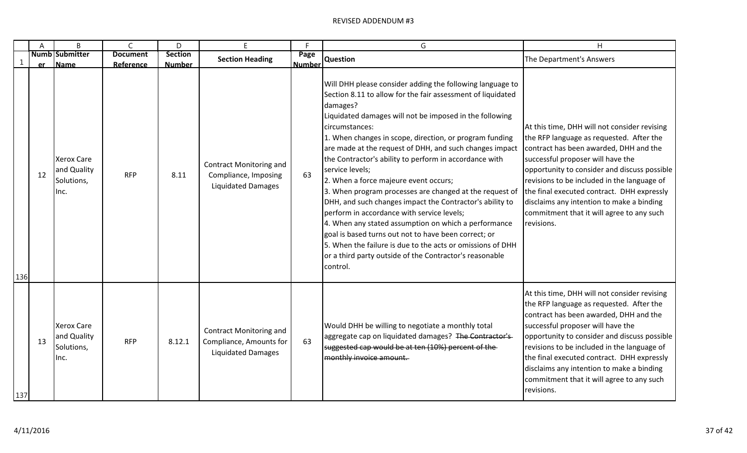# REVISED ADDENDUM #3

| Number | Submitter Name | Document Reference | Section Number | Section Heading | Page Number | Question | The Department's Answers |
|---|---|---|---|---|---|---|---|
| 12 | Xerox Care and Quality Solutions, Inc. | RFP | 8.11 | Contract Monitoring and Compliance, Imposing Liquidated Damages | 63 | Will DHH please consider adding the following language to Section 8.11 to allow for the fair assessment of liquidated damages?<br>Liquidated damages will not be imposed in the following circumstances:<br>1. When changes in scope, direction, or program funding are made at the request of DHH, and such changes impact the Contractor's ability to perform in accordance with service levels;<br>2. When a force majeure event occurs;<br>3. When program processes are changed at the request of DHH, and such changes impact the Contractor's ability to perform in accordance with service levels;<br>4. When any stated assumption on which a performance goal is based turns out not to have been correct; or<br>5. When the failure is due to the acts or omissions of DHH or a third party outside of the Contractor's reasonable control. | At this time, DHH will not consider revising the RFP language as requested. After the contract has been awarded, DHH and the successful proposer will have the opportunity to consider and discuss possible revisions to be included in the language of the final executed contract. DHH expressly disclaims any intention to make a binding commitment that it will agree to any such revisions. |
| 13 | Xerox Care and Quality Solutions, Inc. | RFP | 8.12.1 | Contract Monitoring and Compliance, Amounts for Liquidated Damages | 63 | Would DHH be willing to negotiate a monthly total aggregate cap on liquidated damages? ~~The Contractor's suggested cap would be at ten (10%) percent of the monthly invoice amount.~~ | At this time, DHH will not consider revising the RFP language as requested. After the contract has been awarded, DHH and the successful proposer will have the opportunity to consider and discuss possible revisions to be included in the language of the final executed contract. DHH expressly disclaims any intention to make a binding commitment that it will agree to any such revisions. |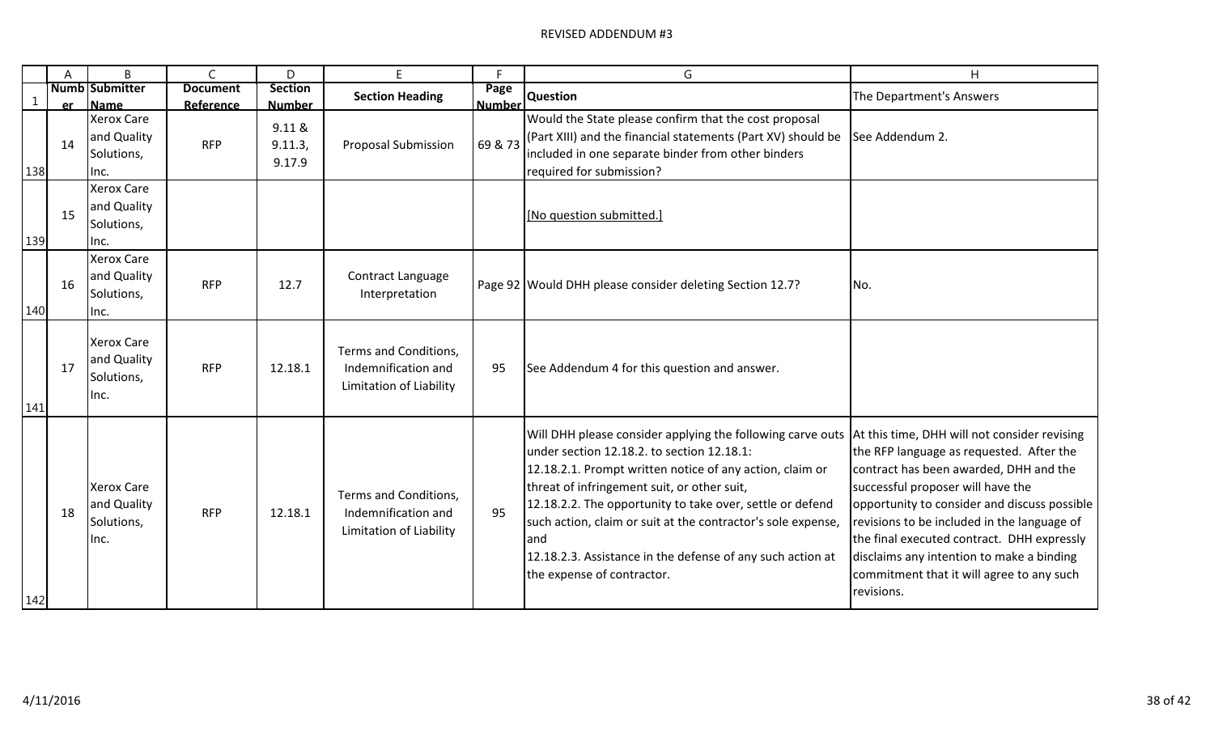# REVISED ADDENDUM #3

| | A | B | C | D | E | F | G | H |
|---|---|---|---|---|---|---|---|---|
| 1 | Number | Submitter Name | Document Reference | Section Number | Section Heading | Page Number | Question | The Department's Answers |
| 138 | 14 | Xerox Care and Quality Solutions, Inc. | RFP | 9.11 & 9.11.3, 9.17.9 | Proposal Submission | 69 & 73 | Would the State please confirm that the cost proposal (Part XIII) and the financial statements (Part XV) should be included in one separate binder from other binders required for submission? | See Addendum 2. |
| 139 | 15 | Xerox Care and Quality Solutions, Inc. | | | | | [No question submitted.] | |
| 140 | 16 | Xerox Care and Quality Solutions, Inc. | RFP | 12.7 | Contract Language Interpretation | Page 92 | Would DHH please consider deleting Section 12.7? | No. |
| 141 | 17 | Xerox Care and Quality Solutions, Inc. | RFP | 12.18.1 | Terms and Conditions, Indemnification and Limitation of Liability | 95 | See Addendum 4 for this question and answer. | |
| 142 | 18 | Xerox Care and Quality Solutions, Inc. | RFP | 12.18.1 | Terms and Conditions, Indemnification and Limitation of Liability | 95 | Will DHH please consider applying the following carve outs under section 12.18.2. to section 12.18.1:<br>12.18.2.1. Prompt written notice of any action, claim or threat of infringement suit, or other suit,<br>12.18.2.2. The opportunity to take over, settle or defend such action, claim or suit at the contractor's sole expense, and<br>12.18.2.3. Assistance in the defense of any such action at the expense of contractor. | At this time, DHH will not consider revising the RFP language as requested. After the contract has been awarded, DHH and the successful proposer will have the opportunity to consider and discuss possible revisions to be included in the language of the final executed contract. DHH expressly disclaims any intention to make a binding commitment that it will agree to any such revisions. |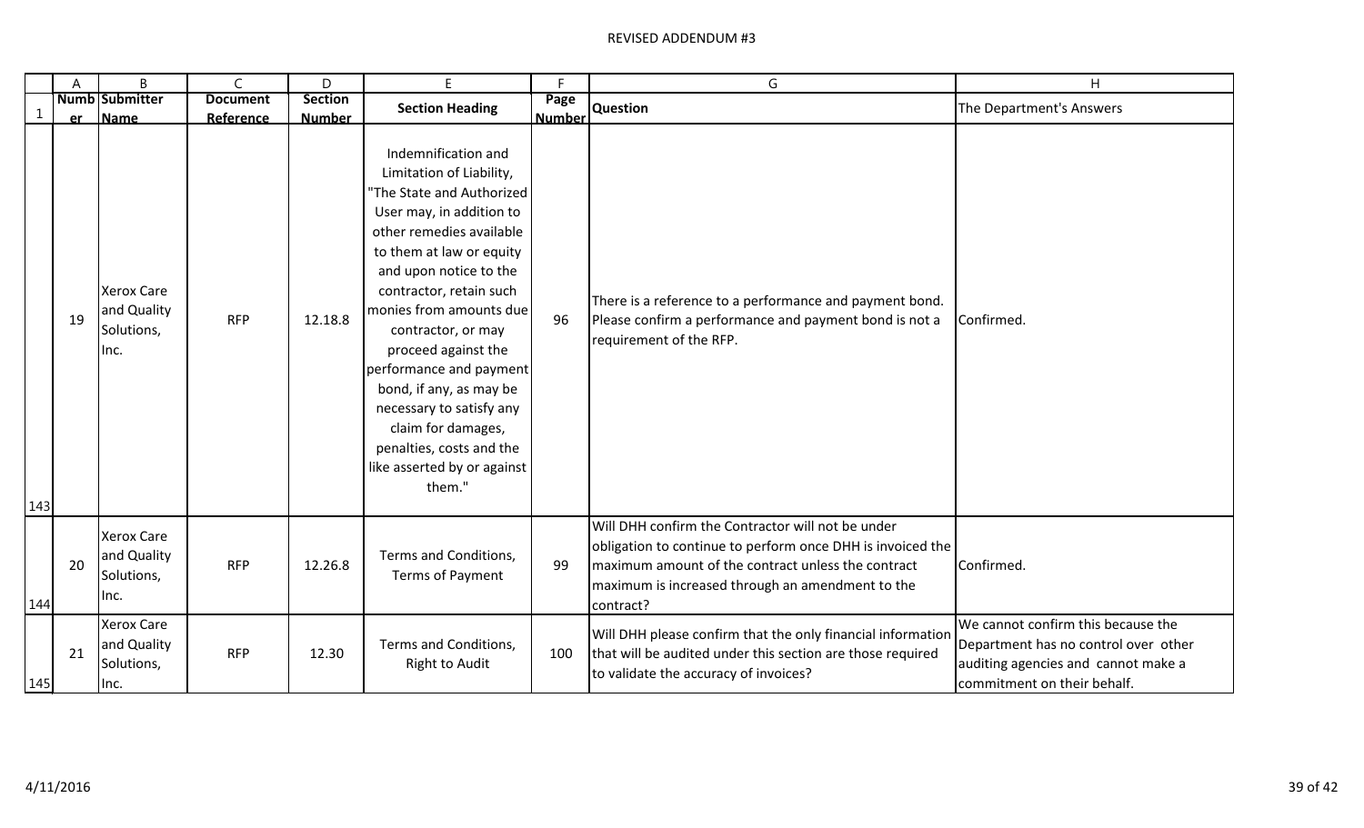# REVISED ADDENDUM #3

| Number | Submitter Name | Document Reference | Section Number | Section Heading | Page Number | Question | The Department's Answers |
|---|---|---|---|---|---|---|---|
| 19 | Xerox Care and Quality Solutions, Inc. | RFP | 12.18.8 | Indemnification and Limitation of Liability, "The State and Authorized User may, in addition to other remedies available to them at law or equity and upon notice to the contractor, retain such monies from amounts due contractor, or may proceed against the performance and payment bond, if any, as may be necessary to satisfy any claim for damages, penalties, costs and the like asserted by or against them." | 96 | There is a reference to a performance and payment bond. Please confirm a performance and payment bond is not a requirement of the RFP. | Confirmed. |
| 20 | Xerox Care and Quality Solutions, Inc. | RFP | 12.26.8 | Terms and Conditions, Terms of Payment | 99 | Will DHH confirm the Contractor will not be under obligation to continue to perform once DHH is invoiced the maximum amount of the contract unless the contract maximum is increased through an amendment to the contract? | Confirmed. |
| 21 | Xerox Care and Quality Solutions, Inc. | RFP | 12.30 | Terms and Conditions, Right to Audit | 100 | Will DHH please confirm that the only financial information that will be audited under this section are those required to validate the accuracy of invoices? | We cannot confirm this because the Department has no control over other auditing agencies and cannot make a commitment on their behalf. |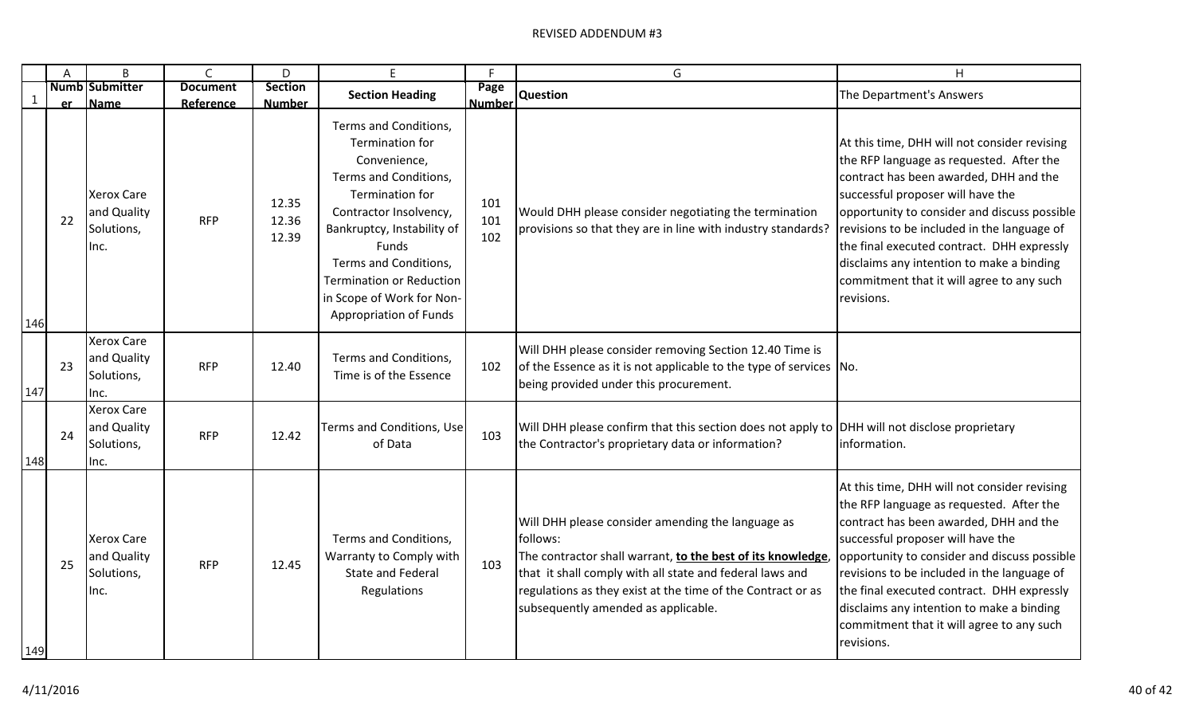# REVISED ADDENDUM #3

| | A | B | C | D | E | F | G | H |
|---|---|---|---|---|---|---|---|---|
| 1 | Number | Submitter Name | Document Reference | Section Number | Section Heading | Page Number | Question | The Department's Answers |
| 146 | 22 | Xerox Care and Quality Solutions, Inc. | RFP | 12.35<br>12.36<br>12.39 | Terms and Conditions, Termination for Convenience,<br>Terms and Conditions, Termination for Contractor Insolvency, Bankruptcy, Instability of Funds<br>Terms and Conditions, Termination or Reduction in Scope of Work for Non-Appropriation of Funds | 101<br>101<br>102 | Would DHH please consider negotiating the termination provisions so that they are in line with industry standards? | At this time, DHH will not consider revising the RFP language as requested. After the contract has been awarded, DHH and the successful proposer will have the opportunity to consider and discuss possible revisions to be included in the language of the final executed contract. DHH expressly disclaims any intention to make a binding commitment that it will agree to any such revisions. |
| 147 | 23 | Xerox Care and Quality Solutions, Inc. | RFP | 12.40 | Terms and Conditions, Time is of the Essence | 102 | Will DHH please consider removing Section 12.40 Time is of the Essence as it is not applicable to the type of services being provided under this procurement. | No. |
| 148 | 24 | Xerox Care and Quality Solutions, Inc. | RFP | 12.42 | Terms and Conditions, Use of Data | 103 | Will DHH please confirm that this section does not apply to the Contractor's proprietary data or information? | DHH will not disclose proprietary information. |
| 149 | 25 | Xerox Care and Quality Solutions, Inc. | RFP | 12.45 | Terms and Conditions, Warranty to Comply with State and Federal Regulations | 103 | Will DHH please consider amending the language as follows:<br>The contractor shall warrant, **to the best of its knowledge**, that it shall comply with all state and federal laws and regulations as they exist at the time of the Contract or as subsequently amended as applicable. | At this time, DHH will not consider revising the RFP language as requested. After the contract has been awarded, DHH and the successful proposer will have the opportunity to consider and discuss possible revisions to be included in the language of the final executed contract. DHH expressly disclaims any intention to make a binding commitment that it will agree to any such revisions. |

4/11/2016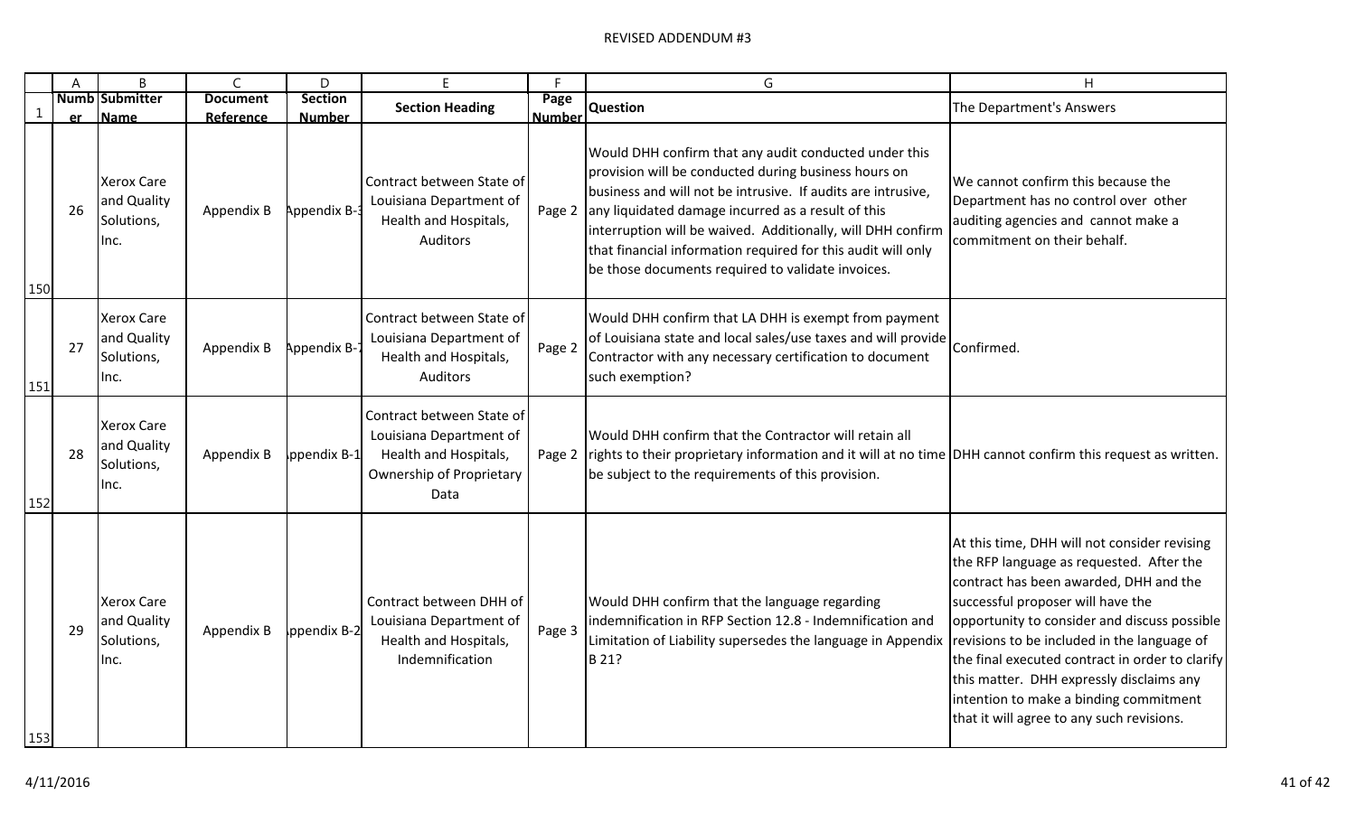# REVISED ADDENDUM #3

| | A | B | C | D | E | F | G | H |
|---|---|---|---|---|---|---|---|---|
| 1 | Number | Submitter Name | Document Reference | Section Number | Section Heading | Page Number | Question | The Department's Answers |
| 150 | 26 | Xerox Care and Quality Solutions, Inc. | Appendix B | Appendix B-3 | Contract between State of Louisiana Department of Health and Hospitals, Auditors | Page 2 | Would DHH confirm that any audit conducted under this provision will be conducted during business hours on business and will not be intrusive. If audits are intrusive, any liquidated damage incurred as a result of this interruption will be waived. Additionally, will DHH confirm that financial information required for this audit will only be those documents required to validate invoices. | We cannot confirm this because the Department has no control over other auditing agencies and cannot make a commitment on their behalf. |
| 151 | 27 | Xerox Care and Quality Solutions, Inc. | Appendix B | Appendix B-7 | Contract between State of Louisiana Department of Health and Hospitals, Auditors | Page 2 | Would DHH confirm that LA DHH is exempt from payment of Louisiana state and local sales/use taxes and will provide Contractor with any necessary certification to document such exemption? | Confirmed. |
| 152 | 28 | Xerox Care and Quality Solutions, Inc. | Appendix B | Appendix B-1 | Contract between State of Louisiana Department of Health and Hospitals, Ownership of Proprietary Data | Page 2 | Would DHH confirm that the Contractor will retain all rights to their proprietary information and it will at no time be subject to the requirements of this provision. | DHH cannot confirm this request as written. |
| 153 | 29 | Xerox Care and Quality Solutions, Inc. | Appendix B | Appendix B-2 | Contract between DHH of Louisiana Department of Health and Hospitals, Indemnification | Page 3 | Would DHH confirm that the language regarding indemnification in RFP Section 12.8 - Indemnification and Limitation of Liability supersedes the language in Appendix B 21? | At this time, DHH will not consider revising the RFP language as requested. After the contract has been awarded, DHH and the successful proposer will have the opportunity to consider and discuss possible revisions to be included in the language of the final executed contract in order to clarify this matter. DHH expressly disclaims any intention to make a binding commitment that it will agree to any such revisions. |

4/11/2016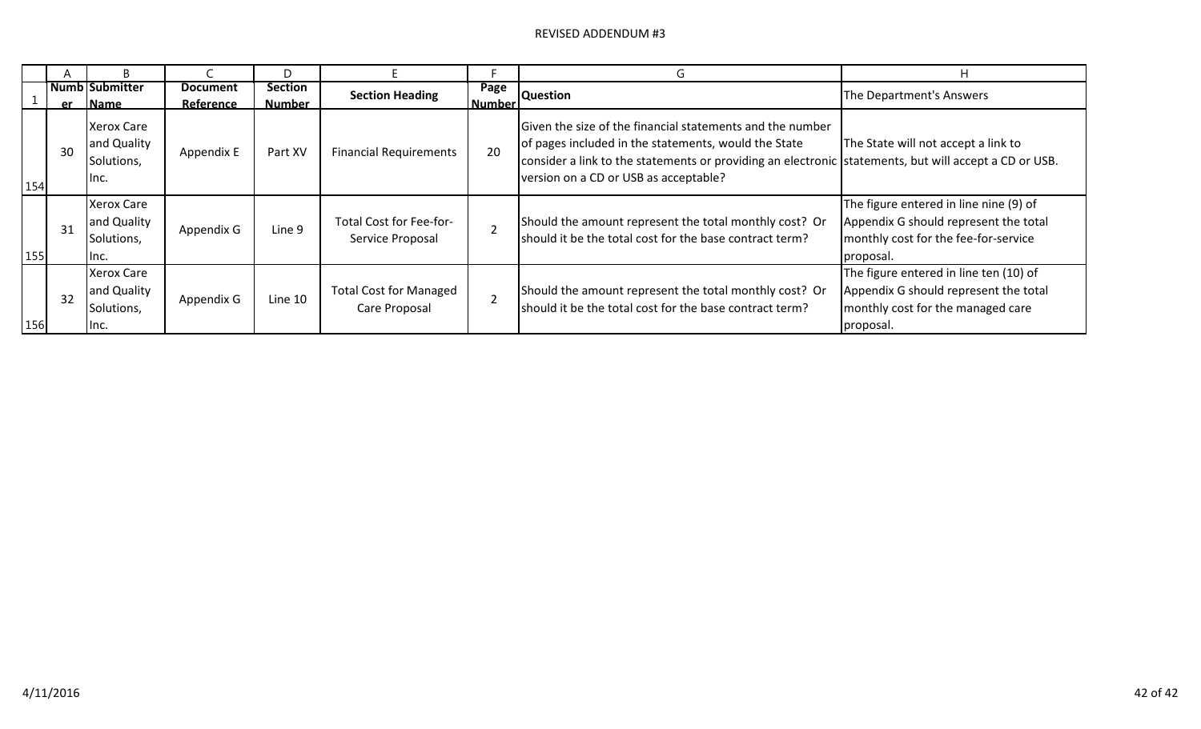REVISED ADDENDUM #3

| | A | B | C | D | E | F | G | H |
|---|---|---|---|---|---|---|---|---|
| 1 | Number | Submitter Name | Document Reference | Section Number | Section Heading | Page Number | Question | The Department's Answers |
| 154 | 30 | Xerox Care and Quality Solutions, Inc. | Appendix E | Part XV | Financial Requirements | 20 | Given the size of the financial statements and the number of pages included in the statements, would the State consider a link to the statements or providing an electronic version on a CD or USB as acceptable? | The State will not accept a link to statements, but will accept a CD or USB. |
| 155 | 31 | Xerox Care and Quality Solutions, Inc. | Appendix G | Line 9 | Total Cost for Fee-for-Service Proposal | 2 | Should the amount represent the total monthly cost? Or should it be the total cost for the base contract term? | The figure entered in line nine (9) of Appendix G should represent the total monthly cost for the fee-for-service proposal. |
| 156 | 32 | Xerox Care and Quality Solutions, Inc. | Appendix G | Line 10 | Total Cost for Managed Care Proposal | 2 | Should the amount represent the total monthly cost? Or should it be the total cost for the base contract term? | The figure entered in line ten (10) of Appendix G should represent the total monthly cost for the managed care proposal. |

4/11/2016